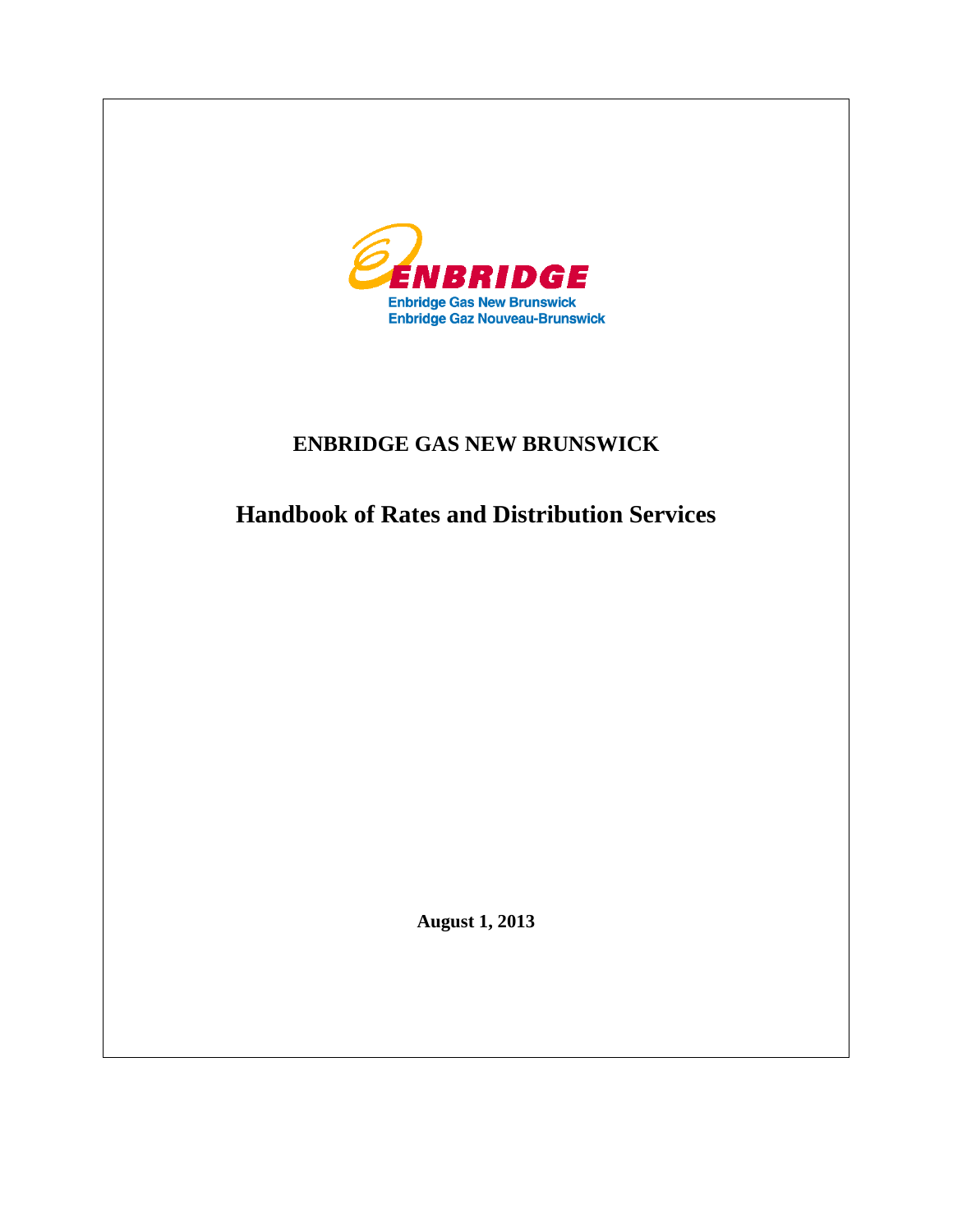ENBRIDGE

Enbridge Gas New Brunswick
Enbridge Gaz Nouveau-Brunswick

# ENBRIDGE GAS NEW BRUNSWICK

# Handbook of Rates and Distribution Services

**August 1, 2013**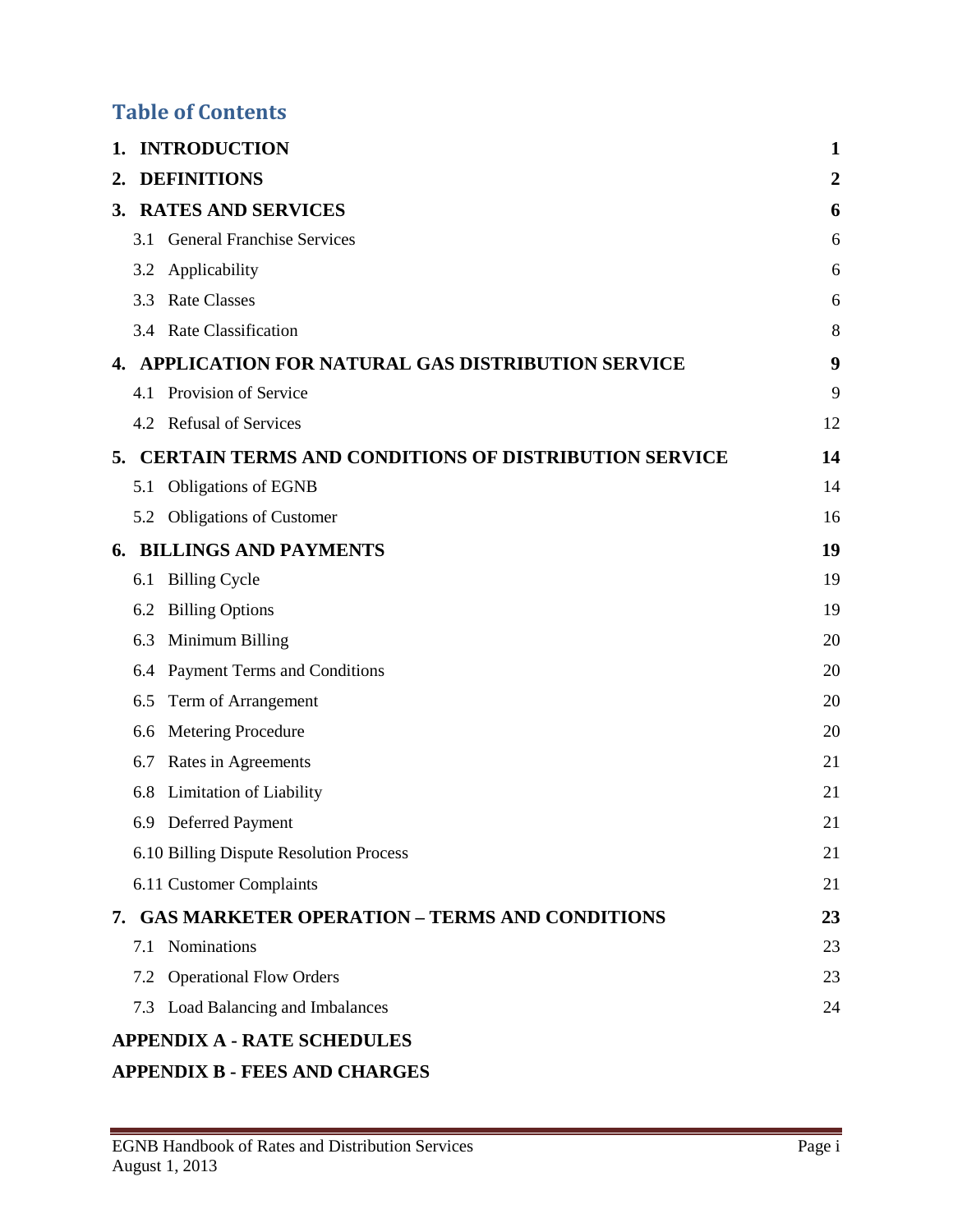# Table of Contents

| | |
|---|---|
| **1. INTRODUCTION** | **1** |
| **2. DEFINITIONS** | **2** |
| **3. RATES AND SERVICES** | **6** |
| 3.1 General Franchise Services | 6 |
| 3.2 Applicability | 6 |
| 3.3 Rate Classes | 6 |
| 3.4 Rate Classification | 8 |
| **4. APPLICATION FOR NATURAL GAS DISTRIBUTION SERVICE** | **9** |
| 4.1 Provision of Service | 9 |
| 4.2 Refusal of Services | 12 |
| **5. CERTAIN TERMS AND CONDITIONS OF DISTRIBUTION SERVICE** | **14** |
| 5.1 Obligations of EGNB | 14 |
| 5.2 Obligations of Customer | 16 |
| **6. BILLINGS AND PAYMENTS** | **19** |
| 6.1 Billing Cycle | 19 |
| 6.2 Billing Options | 19 |
| 6.3 Minimum Billing | 20 |
| 6.4 Payment Terms and Conditions | 20 |
| 6.5 Term of Arrangement | 20 |
| 6.6 Metering Procedure | 20 |
| 6.7 Rates in Agreements | 21 |
| 6.8 Limitation of Liability | 21 |
| 6.9 Deferred Payment | 21 |
| 6.10 Billing Dispute Resolution Process | 21 |
| 6.11 Customer Complaints | 21 |
| **7. GAS MARKETER OPERATION – TERMS AND CONDITIONS** | **23** |
| 7.1 Nominations | 23 |
| 7.2 Operational Flow Orders | 23 |
| 7.3 Load Balancing and Imbalances | 24 |
| **APPENDIX A - RATE SCHEDULES** | |
| **APPENDIX B - FEES AND CHARGES** | |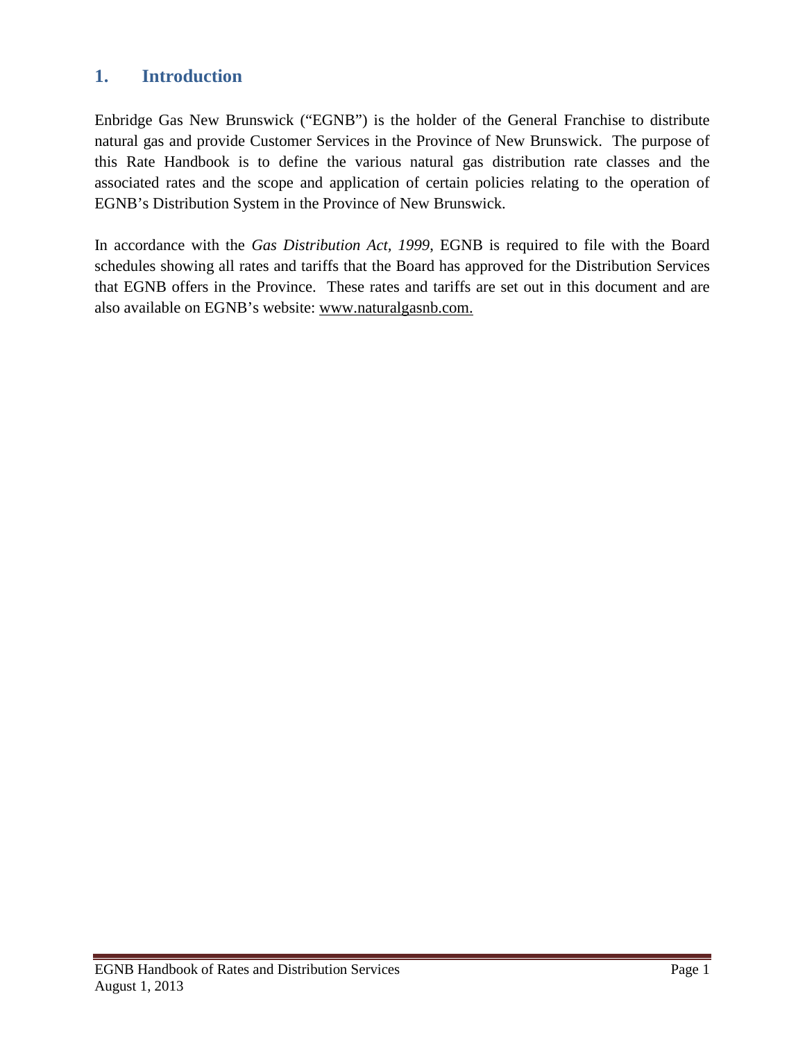# 1. Introduction

Enbridge Gas New Brunswick ("EGNB") is the holder of the General Franchise to distribute natural gas and provide Customer Services in the Province of New Brunswick. The purpose of this Rate Handbook is to define the various natural gas distribution rate classes and the associated rates and the scope and application of certain policies relating to the operation of EGNB's Distribution System in the Province of New Brunswick.

In accordance with the *Gas Distribution Act, 1999*, EGNB is required to file with the Board schedules showing all rates and tariffs that the Board has approved for the Distribution Services that EGNB offers in the Province. These rates and tariffs are set out in this document and are also available on EGNB's website: www.naturalgasnb.com.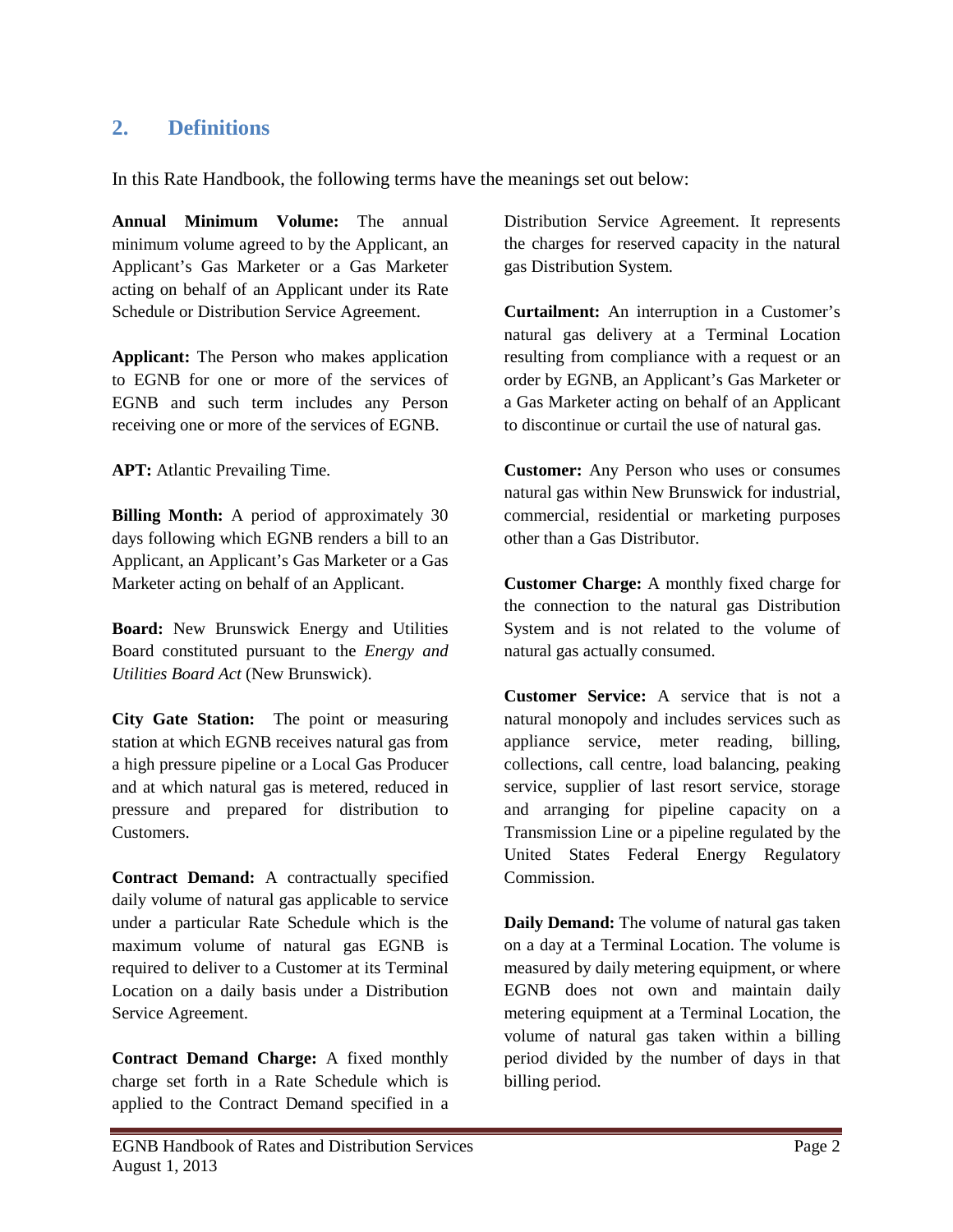## 2. Definitions

In this Rate Handbook, the following terms have the meanings set out below:

**Annual Minimum Volume:** The annual minimum volume agreed to by the Applicant, an Applicant's Gas Marketer or a Gas Marketer acting on behalf of an Applicant under its Rate Schedule or Distribution Service Agreement.

**Applicant:** The Person who makes application to EGNB for one or more of the services of EGNB and such term includes any Person receiving one or more of the services of EGNB.

**APT:** Atlantic Prevailing Time.

**Billing Month:** A period of approximately 30 days following which EGNB renders a bill to an Applicant, an Applicant's Gas Marketer or a Gas Marketer acting on behalf of an Applicant.

**Board:** New Brunswick Energy and Utilities Board constituted pursuant to the *Energy and Utilities Board Act* (New Brunswick).

**City Gate Station:** The point or measuring station at which EGNB receives natural gas from a high pressure pipeline or a Local Gas Producer and at which natural gas is metered, reduced in pressure and prepared for distribution to Customers.

**Contract Demand:** A contractually specified daily volume of natural gas applicable to service under a particular Rate Schedule which is the maximum volume of natural gas EGNB is required to deliver to a Customer at its Terminal Location on a daily basis under a Distribution Service Agreement.

**Contract Demand Charge:** A fixed monthly charge set forth in a Rate Schedule which is applied to the Contract Demand specified in a Distribution Service Agreement. It represents the charges for reserved capacity in the natural gas Distribution System.

**Curtailment:** An interruption in a Customer's natural gas delivery at a Terminal Location resulting from compliance with a request or an order by EGNB, an Applicant's Gas Marketer or a Gas Marketer acting on behalf of an Applicant to discontinue or curtail the use of natural gas.

**Customer:** Any Person who uses or consumes natural gas within New Brunswick for industrial, commercial, residential or marketing purposes other than a Gas Distributor.

**Customer Charge:** A monthly fixed charge for the connection to the natural gas Distribution System and is not related to the volume of natural gas actually consumed.

**Customer Service:** A service that is not a natural monopoly and includes services such as appliance service, meter reading, billing, collections, call centre, load balancing, peaking service, supplier of last resort service, storage and arranging for pipeline capacity on a Transmission Line or a pipeline regulated by the United States Federal Energy Regulatory Commission.

**Daily Demand:** The volume of natural gas taken on a day at a Terminal Location. The volume is measured by daily metering equipment, or where EGNB does not own and maintain daily metering equipment at a Terminal Location, the volume of natural gas taken within a billing period divided by the number of days in that billing period.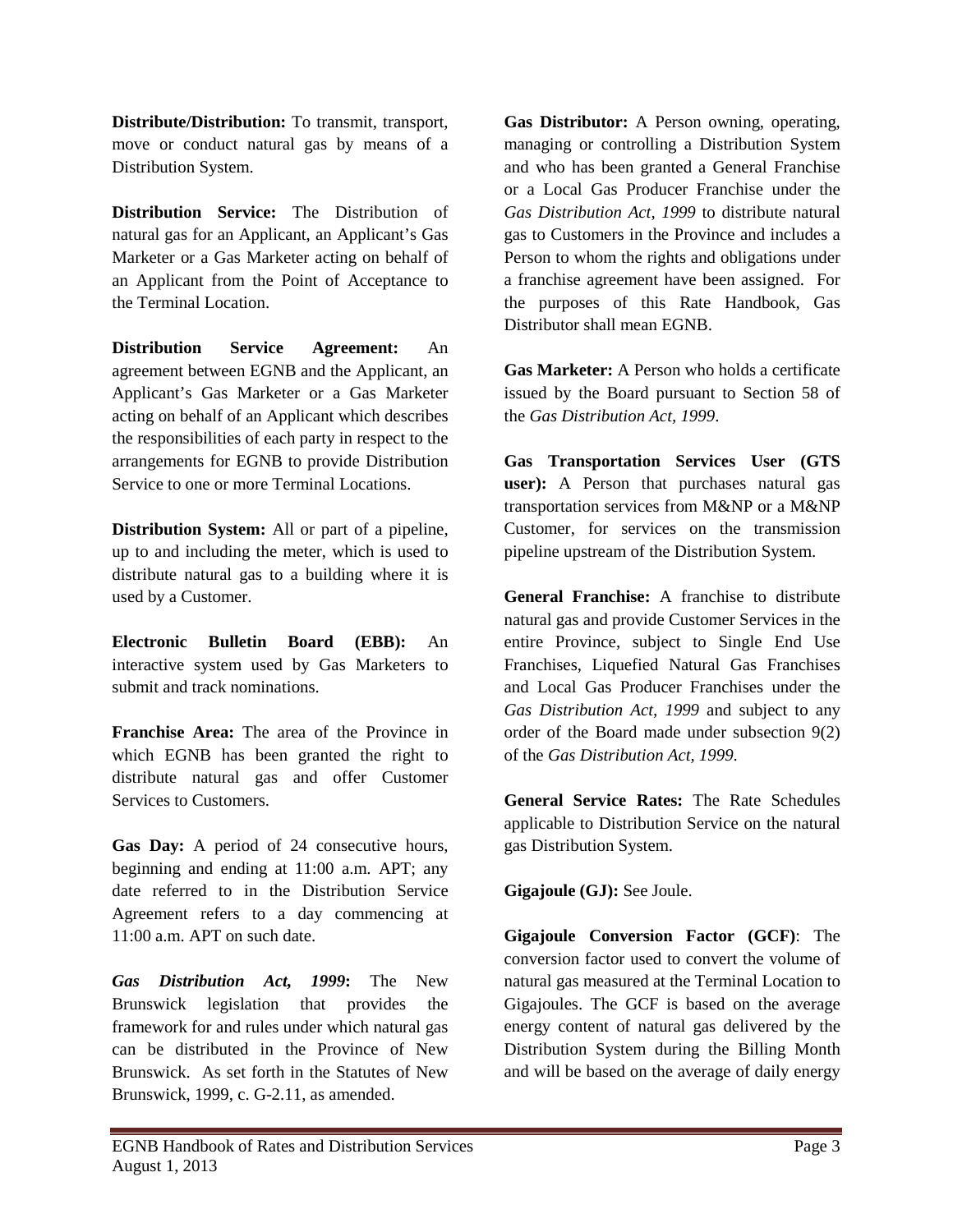**Distribute/Distribution:** To transmit, transport, move or conduct natural gas by means of a Distribution System.

**Distribution Service:** The Distribution of natural gas for an Applicant, an Applicant's Gas Marketer or a Gas Marketer acting on behalf of an Applicant from the Point of Acceptance to the Terminal Location.

**Distribution Service Agreement:** An agreement between EGNB and the Applicant, an Applicant's Gas Marketer or a Gas Marketer acting on behalf of an Applicant which describes the responsibilities of each party in respect to the arrangements for EGNB to provide Distribution Service to one or more Terminal Locations.

**Distribution System:** All or part of a pipeline, up to and including the meter, which is used to distribute natural gas to a building where it is used by a Customer.

**Electronic Bulletin Board (EBB):** An interactive system used by Gas Marketers to submit and track nominations.

**Franchise Area:** The area of the Province in which EGNB has been granted the right to distribute natural gas and offer Customer Services to Customers.

**Gas Day:** A period of 24 consecutive hours, beginning and ending at 11:00 a.m. APT; any date referred to in the Distribution Service Agreement refers to a day commencing at 11:00 a.m. APT on such date.

***Gas Distribution Act, 1999*:** The New Brunswick legislation that provides the framework for and rules under which natural gas can be distributed in the Province of New Brunswick. As set forth in the Statutes of New Brunswick, 1999, c. G-2.11, as amended.

**Gas Distributor:** A Person owning, operating, managing or controlling a Distribution System and who has been granted a General Franchise or a Local Gas Producer Franchise under the *Gas Distribution Act, 1999* to distribute natural gas to Customers in the Province and includes a Person to whom the rights and obligations under a franchise agreement have been assigned. For the purposes of this Rate Handbook, Gas Distributor shall mean EGNB.

**Gas Marketer:** A Person who holds a certificate issued by the Board pursuant to Section 58 of the *Gas Distribution Act, 1999*.

**Gas Transportation Services User (GTS user):** A Person that purchases natural gas transportation services from M&NP or a M&NP Customer, for services on the transmission pipeline upstream of the Distribution System.

**General Franchise:** A franchise to distribute natural gas and provide Customer Services in the entire Province, subject to Single End Use Franchises, Liquefied Natural Gas Franchises and Local Gas Producer Franchises under the *Gas Distribution Act, 1999* and subject to any order of the Board made under subsection 9(2) of the *Gas Distribution Act, 1999*.

**General Service Rates:** The Rate Schedules applicable to Distribution Service on the natural gas Distribution System.

**Gigajoule (GJ):** See Joule.

**Gigajoule Conversion Factor (GCF)**: The conversion factor used to convert the volume of natural gas measured at the Terminal Location to Gigajoules. The GCF is based on the average energy content of natural gas delivered by the Distribution System during the Billing Month and will be based on the average of daily energy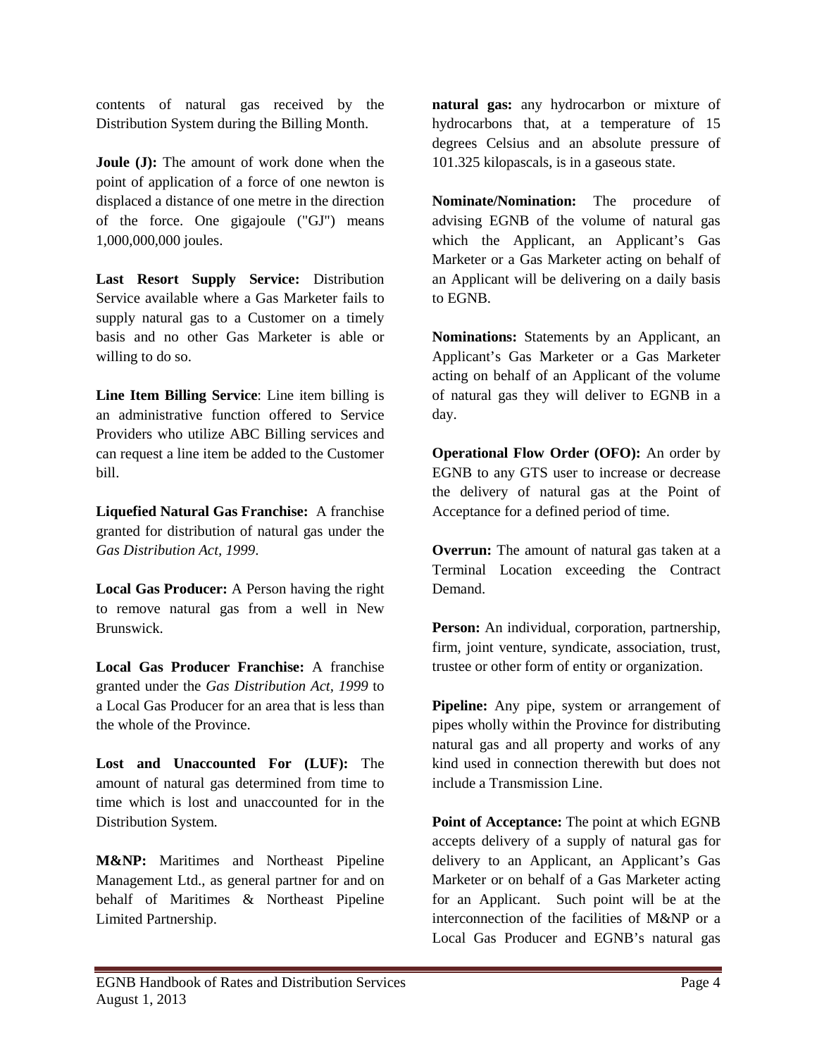contents of natural gas received by the Distribution System during the Billing Month.

**Joule (J):** The amount of work done when the point of application of a force of one newton is displaced a distance of one metre in the direction of the force. One gigajoule ("GJ") means 1,000,000,000 joules.

**Last Resort Supply Service:** Distribution Service available where a Gas Marketer fails to supply natural gas to a Customer on a timely basis and no other Gas Marketer is able or willing to do so.

**Line Item Billing Service**: Line item billing is an administrative function offered to Service Providers who utilize ABC Billing services and can request a line item be added to the Customer bill.

**Liquefied Natural Gas Franchise:** A franchise granted for distribution of natural gas under the *Gas Distribution Act, 1999*.

**Local Gas Producer:** A Person having the right to remove natural gas from a well in New Brunswick.

**Local Gas Producer Franchise:** A franchise granted under the *Gas Distribution Act, 1999* to a Local Gas Producer for an area that is less than the whole of the Province.

**Lost and Unaccounted For (LUF):** The amount of natural gas determined from time to time which is lost and unaccounted for in the Distribution System.

**M&NP:** Maritimes and Northeast Pipeline Management Ltd., as general partner for and on behalf of Maritimes & Northeast Pipeline Limited Partnership.

**natural gas:** any hydrocarbon or mixture of hydrocarbons that, at a temperature of 15 degrees Celsius and an absolute pressure of 101.325 kilopascals, is in a gaseous state.

**Nominate/Nomination:** The procedure of advising EGNB of the volume of natural gas which the Applicant, an Applicant's Gas Marketer or a Gas Marketer acting on behalf of an Applicant will be delivering on a daily basis to EGNB.

**Nominations:** Statements by an Applicant, an Applicant's Gas Marketer or a Gas Marketer acting on behalf of an Applicant of the volume of natural gas they will deliver to EGNB in a day.

**Operational Flow Order (OFO):** An order by EGNB to any GTS user to increase or decrease the delivery of natural gas at the Point of Acceptance for a defined period of time.

**Overrun:** The amount of natural gas taken at a Terminal Location exceeding the Contract Demand.

**Person:** An individual, corporation, partnership, firm, joint venture, syndicate, association, trust, trustee or other form of entity or organization.

**Pipeline:** Any pipe, system or arrangement of pipes wholly within the Province for distributing natural gas and all property and works of any kind used in connection therewith but does not include a Transmission Line.

**Point of Acceptance:** The point at which EGNB accepts delivery of a supply of natural gas for delivery to an Applicant, an Applicant's Gas Marketer or on behalf of a Gas Marketer acting for an Applicant. Such point will be at the interconnection of the facilities of M&NP or a Local Gas Producer and EGNB's natural gas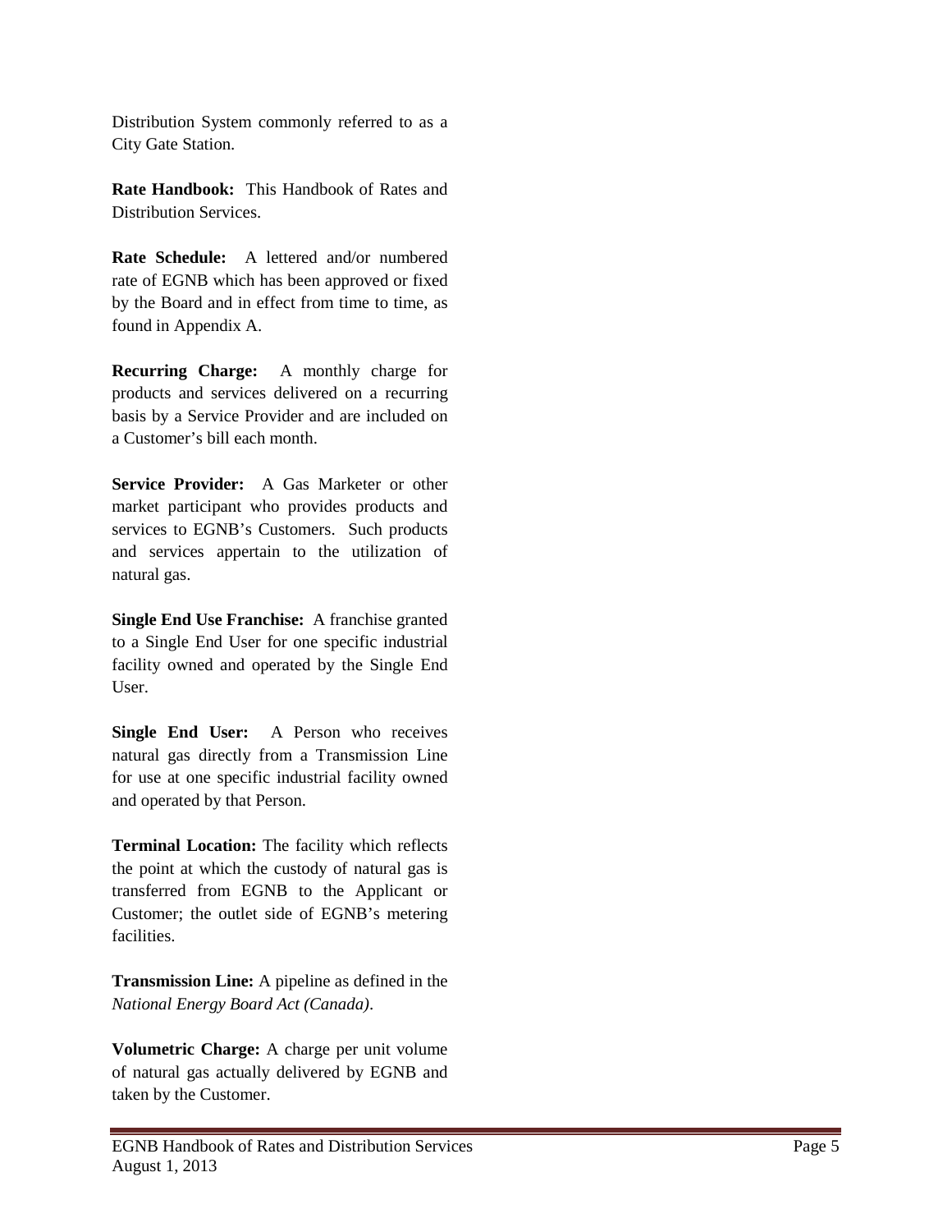Distribution System commonly referred to as a City Gate Station.

**Rate Handbook:** This Handbook of Rates and Distribution Services.

**Rate Schedule:** A lettered and/or numbered rate of EGNB which has been approved or fixed by the Board and in effect from time to time, as found in Appendix A.

**Recurring Charge:** A monthly charge for products and services delivered on a recurring basis by a Service Provider and are included on a Customer's bill each month.

**Service Provider:** A Gas Marketer or other market participant who provides products and services to EGNB's Customers. Such products and services appertain to the utilization of natural gas.

**Single End Use Franchise:** A franchise granted to a Single End User for one specific industrial facility owned and operated by the Single End User.

**Single End User:** A Person who receives natural gas directly from a Transmission Line for use at one specific industrial facility owned and operated by that Person.

**Terminal Location:** The facility which reflects the point at which the custody of natural gas is transferred from EGNB to the Applicant or Customer; the outlet side of EGNB's metering facilities.

**Transmission Line:** A pipeline as defined in the *National Energy Board Act (Canada)*.

**Volumetric Charge:** A charge per unit volume of natural gas actually delivered by EGNB and taken by the Customer.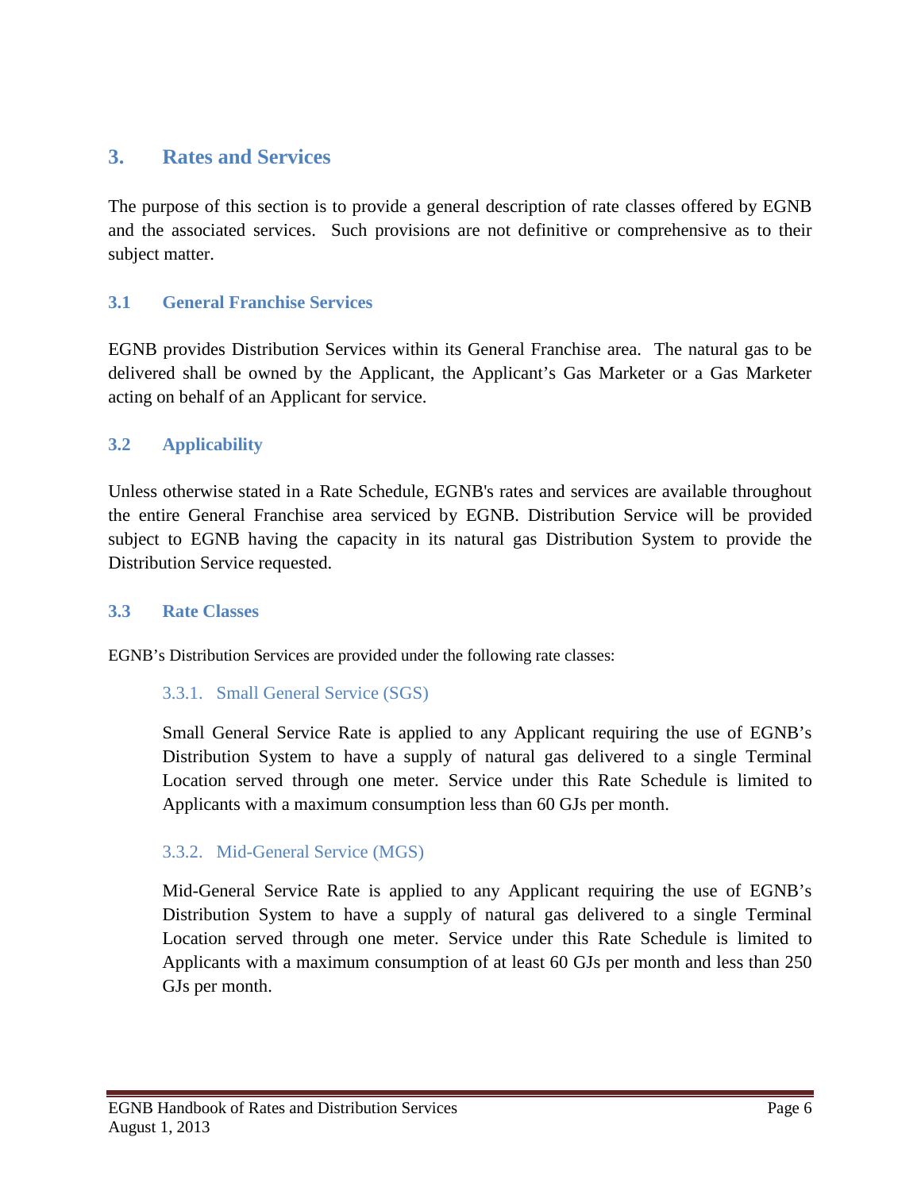# 3. Rates and Services

The purpose of this section is to provide a general description of rate classes offered by EGNB and the associated services. Such provisions are not definitive or comprehensive as to their subject matter.

## 3.1 General Franchise Services

EGNB provides Distribution Services within its General Franchise area. The natural gas to be delivered shall be owned by the Applicant, the Applicant's Gas Marketer or a Gas Marketer acting on behalf of an Applicant for service.

## 3.2 Applicability

Unless otherwise stated in a Rate Schedule, EGNB's rates and services are available throughout the entire General Franchise area serviced by EGNB. Distribution Service will be provided subject to EGNB having the capacity in its natural gas Distribution System to provide the Distribution Service requested.

## 3.3 Rate Classes

EGNB's Distribution Services are provided under the following rate classes:

### 3.3.1. Small General Service (SGS)

Small General Service Rate is applied to any Applicant requiring the use of EGNB's Distribution System to have a supply of natural gas delivered to a single Terminal Location served through one meter. Service under this Rate Schedule is limited to Applicants with a maximum consumption less than 60 GJs per month.

### 3.3.2. Mid-General Service (MGS)

Mid-General Service Rate is applied to any Applicant requiring the use of EGNB's Distribution System to have a supply of natural gas delivered to a single Terminal Location served through one meter. Service under this Rate Schedule is limited to Applicants with a maximum consumption of at least 60 GJs per month and less than 250 GJs per month.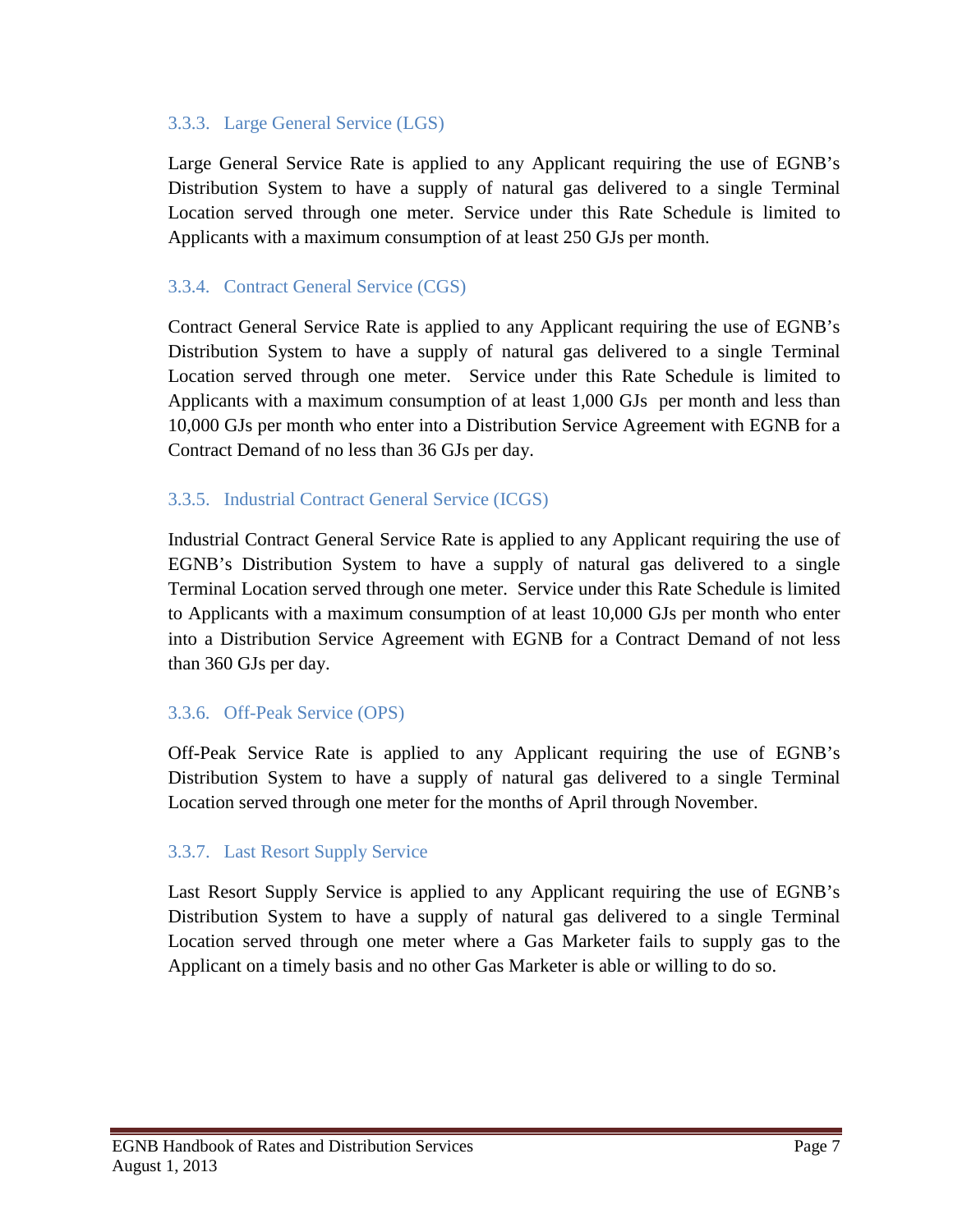### 3.3.3. Large General Service (LGS)

Large General Service Rate is applied to any Applicant requiring the use of EGNB's Distribution System to have a supply of natural gas delivered to a single Terminal Location served through one meter. Service under this Rate Schedule is limited to Applicants with a maximum consumption of at least 250 GJs per month.

### 3.3.4. Contract General Service (CGS)

Contract General Service Rate is applied to any Applicant requiring the use of EGNB's Distribution System to have a supply of natural gas delivered to a single Terminal Location served through one meter. Service under this Rate Schedule is limited to Applicants with a maximum consumption of at least 1,000 GJs per month and less than 10,000 GJs per month who enter into a Distribution Service Agreement with EGNB for a Contract Demand of no less than 36 GJs per day.

### 3.3.5. Industrial Contract General Service (ICGS)

Industrial Contract General Service Rate is applied to any Applicant requiring the use of EGNB's Distribution System to have a supply of natural gas delivered to a single Terminal Location served through one meter. Service under this Rate Schedule is limited to Applicants with a maximum consumption of at least 10,000 GJs per month who enter into a Distribution Service Agreement with EGNB for a Contract Demand of not less than 360 GJs per day.

### 3.3.6. Off-Peak Service (OPS)

Off-Peak Service Rate is applied to any Applicant requiring the use of EGNB's Distribution System to have a supply of natural gas delivered to a single Terminal Location served through one meter for the months of April through November.

### 3.3.7. Last Resort Supply Service

Last Resort Supply Service is applied to any Applicant requiring the use of EGNB's Distribution System to have a supply of natural gas delivered to a single Terminal Location served through one meter where a Gas Marketer fails to supply gas to the Applicant on a timely basis and no other Gas Marketer is able or willing to do so.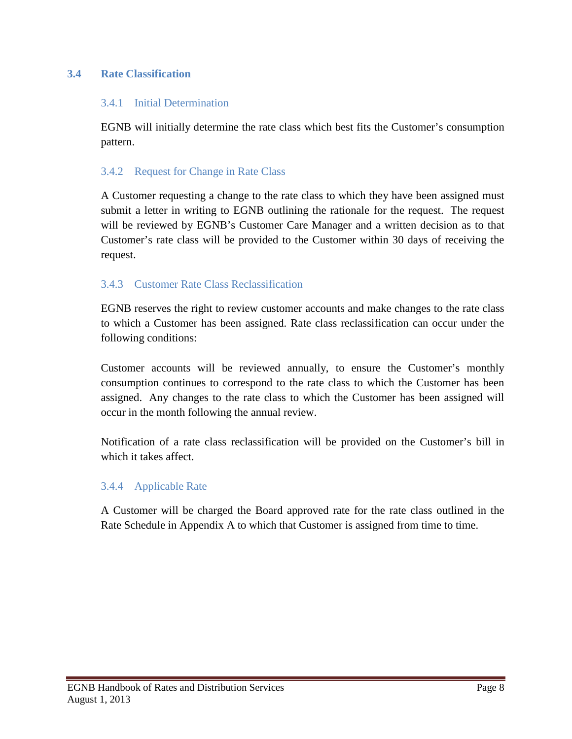## 3.4 Rate Classification

### 3.4.1 Initial Determination

EGNB will initially determine the rate class which best fits the Customer's consumption pattern.

### 3.4.2 Request for Change in Rate Class

A Customer requesting a change to the rate class to which they have been assigned must submit a letter in writing to EGNB outlining the rationale for the request. The request will be reviewed by EGNB's Customer Care Manager and a written decision as to that Customer's rate class will be provided to the Customer within 30 days of receiving the request.

### 3.4.3 Customer Rate Class Reclassification

EGNB reserves the right to review customer accounts and make changes to the rate class to which a Customer has been assigned. Rate class reclassification can occur under the following conditions:

Customer accounts will be reviewed annually, to ensure the Customer's monthly consumption continues to correspond to the rate class to which the Customer has been assigned. Any changes to the rate class to which the Customer has been assigned will occur in the month following the annual review.

Notification of a rate class reclassification will be provided on the Customer's bill in which it takes affect.

### 3.4.4 Applicable Rate

A Customer will be charged the Board approved rate for the rate class outlined in the Rate Schedule in Appendix A to which that Customer is assigned from time to time.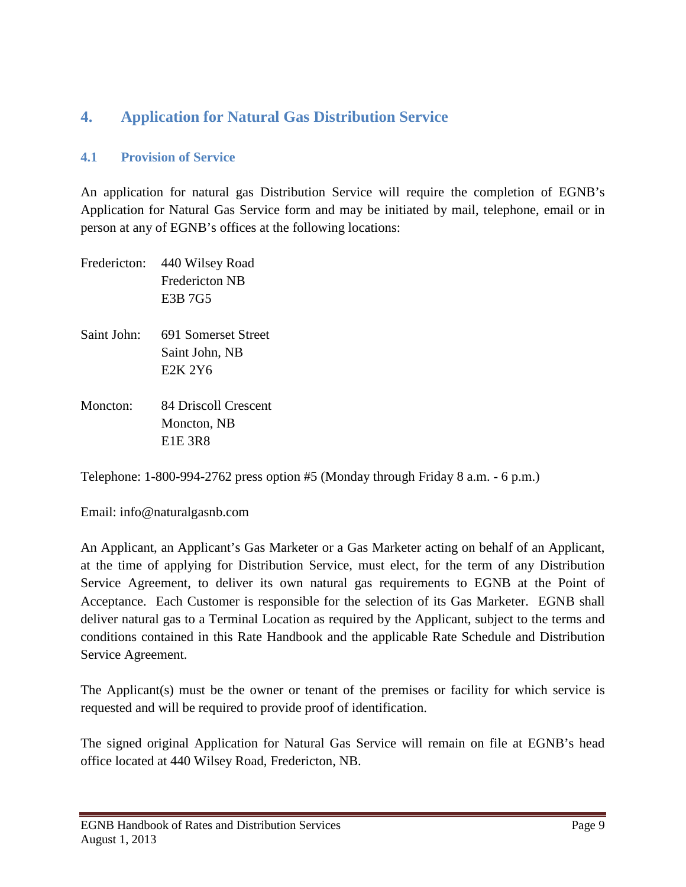# 4. Application for Natural Gas Distribution Service

## 4.1 Provision of Service

An application for natural gas Distribution Service will require the completion of EGNB's Application for Natural Gas Service form and may be initiated by mail, telephone, email or in person at any of EGNB's offices at the following locations:

Fredericton: 440 Wilsey Road
Fredericton NB
E3B 7G5

Saint John: 691 Somerset Street
Saint John, NB
E2K 2Y6

Moncton: 84 Driscoll Crescent
Moncton, NB
E1E 3R8

Telephone: 1-800-994-2762 press option #5 (Monday through Friday 8 a.m. - 6 p.m.)

Email: info@naturalgasnb.com

An Applicant, an Applicant's Gas Marketer or a Gas Marketer acting on behalf of an Applicant, at the time of applying for Distribution Service, must elect, for the term of any Distribution Service Agreement, to deliver its own natural gas requirements to EGNB at the Point of Acceptance. Each Customer is responsible for the selection of its Gas Marketer. EGNB shall deliver natural gas to a Terminal Location as required by the Applicant, subject to the terms and conditions contained in this Rate Handbook and the applicable Rate Schedule and Distribution Service Agreement.

The Applicant(s) must be the owner or tenant of the premises or facility for which service is requested and will be required to provide proof of identification.

The signed original Application for Natural Gas Service will remain on file at EGNB's head office located at 440 Wilsey Road, Fredericton, NB.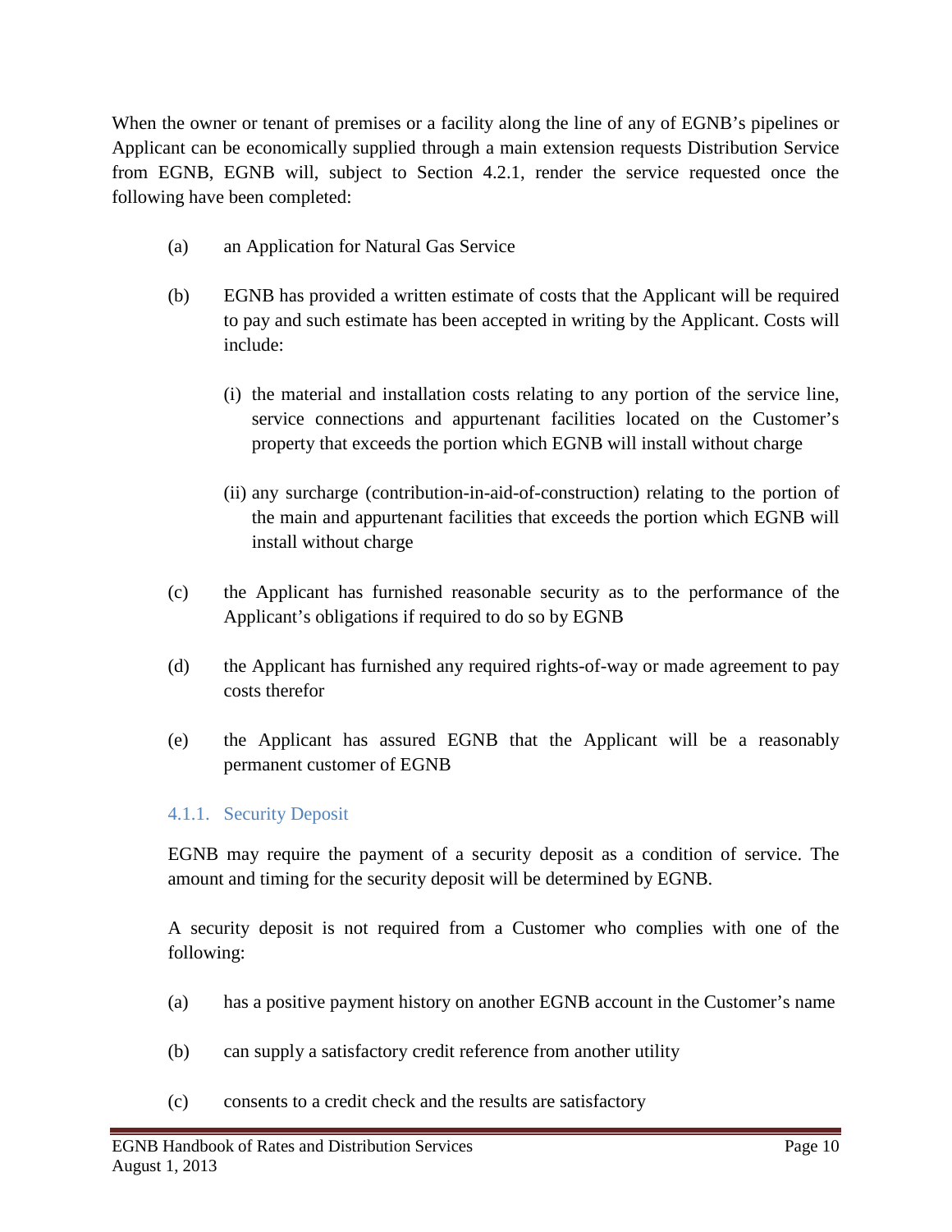When the owner or tenant of premises or a facility along the line of any of EGNB's pipelines or Applicant can be economically supplied through a main extension requests Distribution Service from EGNB, EGNB will, subject to Section 4.2.1, render the service requested once the following have been completed:

(a) an Application for Natural Gas Service

(b) EGNB has provided a written estimate of costs that the Applicant will be required to pay and such estimate has been accepted in writing by the Applicant. Costs will include:

   (i) the material and installation costs relating to any portion of the service line, service connections and appurtenant facilities located on the Customer's property that exceeds the portion which EGNB will install without charge

   (ii) any surcharge (contribution-in-aid-of-construction) relating to the portion of the main and appurtenant facilities that exceeds the portion which EGNB will install without charge

(c) the Applicant has furnished reasonable security as to the performance of the Applicant's obligations if required to do so by EGNB

(d) the Applicant has furnished any required rights-of-way or made agreement to pay costs therefor

(e) the Applicant has assured EGNB that the Applicant will be a reasonably permanent customer of EGNB

### 4.1.1. Security Deposit

EGNB may require the payment of a security deposit as a condition of service. The amount and timing for the security deposit will be determined by EGNB.

A security deposit is not required from a Customer who complies with one of the following:

(a) has a positive payment history on another EGNB account in the Customer's name

(b) can supply a satisfactory credit reference from another utility

(c) consents to a credit check and the results are satisfactory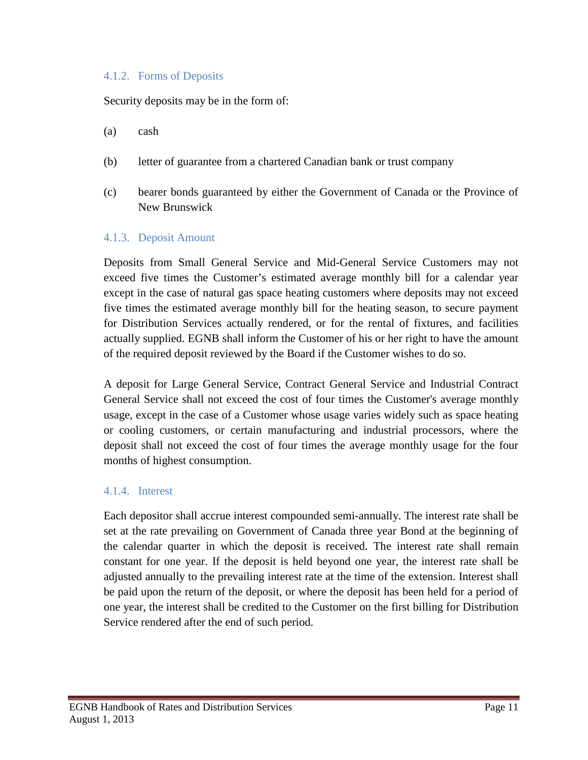### 4.1.2. Forms of Deposits

Security deposits may be in the form of:

(a) cash

(b) letter of guarantee from a chartered Canadian bank or trust company

(c) bearer bonds guaranteed by either the Government of Canada or the Province of New Brunswick

### 4.1.3. Deposit Amount

Deposits from Small General Service and Mid-General Service Customers may not exceed five times the Customer's estimated average monthly bill for a calendar year except in the case of natural gas space heating customers where deposits may not exceed five times the estimated average monthly bill for the heating season, to secure payment for Distribution Services actually rendered, or for the rental of fixtures, and facilities actually supplied. EGNB shall inform the Customer of his or her right to have the amount of the required deposit reviewed by the Board if the Customer wishes to do so.

A deposit for Large General Service, Contract General Service and Industrial Contract General Service shall not exceed the cost of four times the Customer's average monthly usage, except in the case of a Customer whose usage varies widely such as space heating or cooling customers, or certain manufacturing and industrial processors, where the deposit shall not exceed the cost of four times the average monthly usage for the four months of highest consumption.

### 4.1.4. Interest

Each depositor shall accrue interest compounded semi-annually. The interest rate shall be set at the rate prevailing on Government of Canada three year Bond at the beginning of the calendar quarter in which the deposit is received. The interest rate shall remain constant for one year. If the deposit is held beyond one year, the interest rate shall be adjusted annually to the prevailing interest rate at the time of the extension. Interest shall be paid upon the return of the deposit, or where the deposit has been held for a period of one year, the interest shall be credited to the Customer on the first billing for Distribution Service rendered after the end of such period.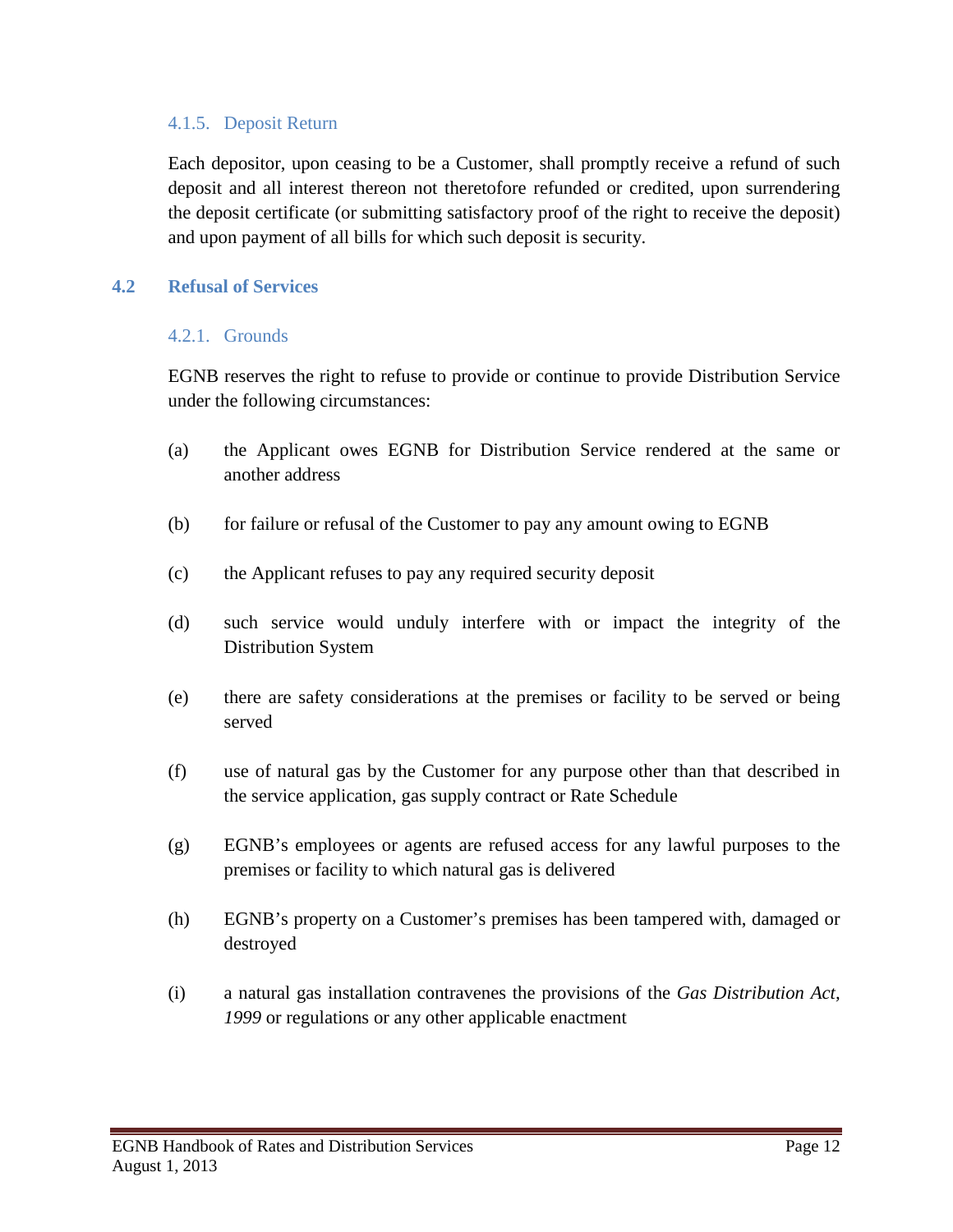#### 4.1.5. Deposit Return

Each depositor, upon ceasing to be a Customer, shall promptly receive a refund of such deposit and all interest thereon not theretofore refunded or credited, upon surrendering the deposit certificate (or submitting satisfactory proof of the right to receive the deposit) and upon payment of all bills for which such deposit is security.

### 4.2 Refusal of Services

#### 4.2.1. Grounds

EGNB reserves the right to refuse to provide or continue to provide Distribution Service under the following circumstances:

(a) the Applicant owes EGNB for Distribution Service rendered at the same or another address

(b) for failure or refusal of the Customer to pay any amount owing to EGNB

(c) the Applicant refuses to pay any required security deposit

(d) such service would unduly interfere with or impact the integrity of the Distribution System

(e) there are safety considerations at the premises or facility to be served or being served

(f) use of natural gas by the Customer for any purpose other than that described in the service application, gas supply contract or Rate Schedule

(g) EGNB's employees or agents are refused access for any lawful purposes to the premises or facility to which natural gas is delivered

(h) EGNB's property on a Customer's premises has been tampered with, damaged or destroyed

(i) a natural gas installation contravenes the provisions of the *Gas Distribution Act, 1999* or regulations or any other applicable enactment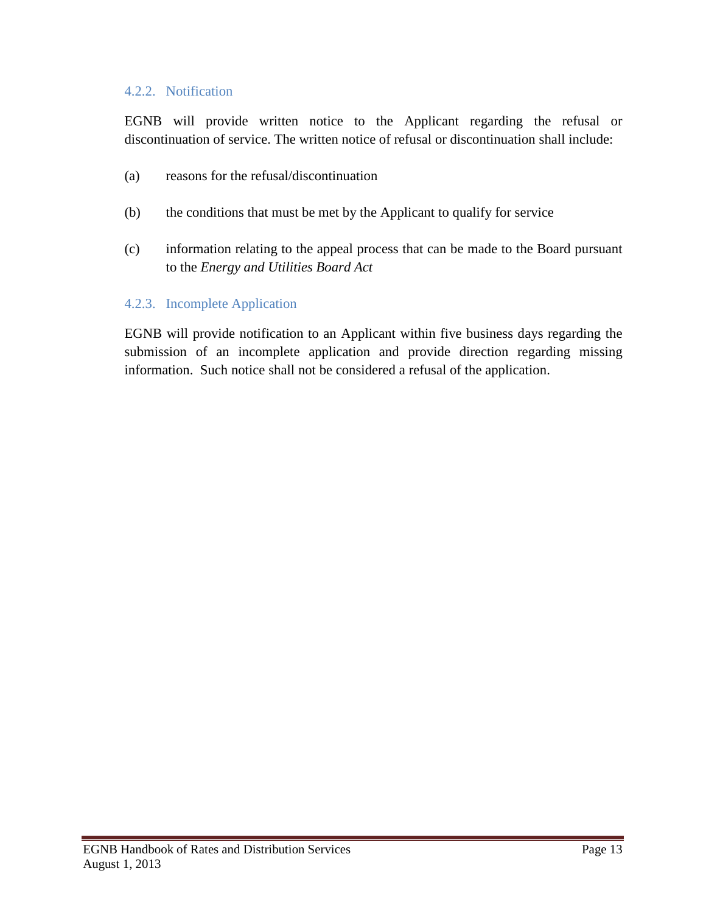#### 4.2.2. Notification

EGNB will provide written notice to the Applicant regarding the refusal or discontinuation of service. The written notice of refusal or discontinuation shall include:

(a) reasons for the refusal/discontinuation

(b) the conditions that must be met by the Applicant to qualify for service

(c) information relating to the appeal process that can be made to the Board pursuant to the *Energy and Utilities Board Act*

#### 4.2.3. Incomplete Application

EGNB will provide notification to an Applicant within five business days regarding the submission of an incomplete application and provide direction regarding missing information. Such notice shall not be considered a refusal of the application.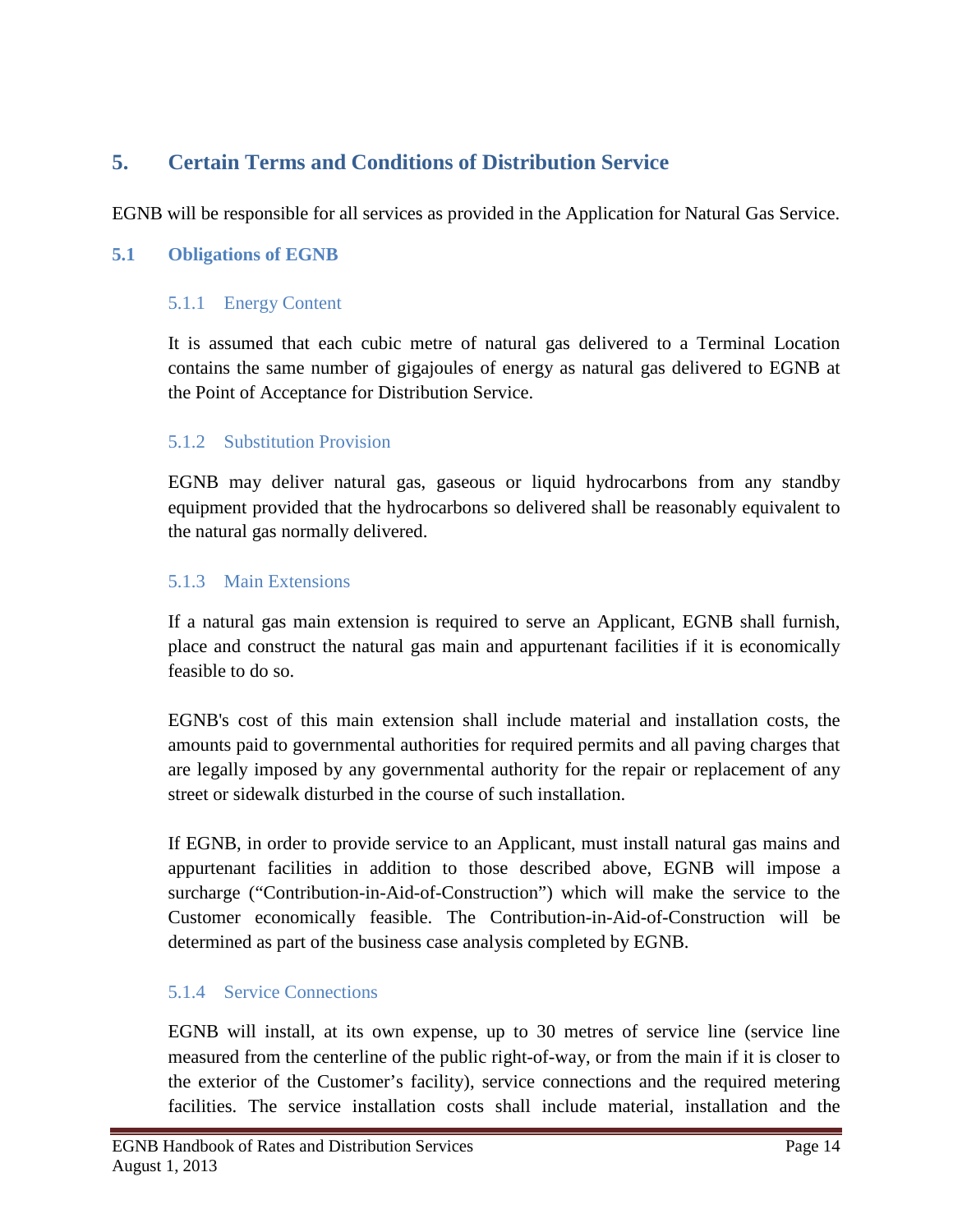## 5. Certain Terms and Conditions of Distribution Service

EGNB will be responsible for all services as provided in the Application for Natural Gas Service.

### 5.1 Obligations of EGNB

#### 5.1.1 Energy Content

It is assumed that each cubic metre of natural gas delivered to a Terminal Location contains the same number of gigajoules of energy as natural gas delivered to EGNB at the Point of Acceptance for Distribution Service.

#### 5.1.2 Substitution Provision

EGNB may deliver natural gas, gaseous or liquid hydrocarbons from any standby equipment provided that the hydrocarbons so delivered shall be reasonably equivalent to the natural gas normally delivered.

#### 5.1.3 Main Extensions

If a natural gas main extension is required to serve an Applicant, EGNB shall furnish, place and construct the natural gas main and appurtenant facilities if it is economically feasible to do so.

EGNB's cost of this main extension shall include material and installation costs, the amounts paid to governmental authorities for required permits and all paving charges that are legally imposed by any governmental authority for the repair or replacement of any street or sidewalk disturbed in the course of such installation.

If EGNB, in order to provide service to an Applicant, must install natural gas mains and appurtenant facilities in addition to those described above, EGNB will impose a surcharge ("Contribution-in-Aid-of-Construction") which will make the service to the Customer economically feasible. The Contribution-in-Aid-of-Construction will be determined as part of the business case analysis completed by EGNB.

#### 5.1.4 Service Connections

EGNB will install, at its own expense, up to 30 metres of service line (service line measured from the centerline of the public right-of-way, or from the main if it is closer to the exterior of the Customer's facility), service connections and the required metering facilities. The service installation costs shall include material, installation and the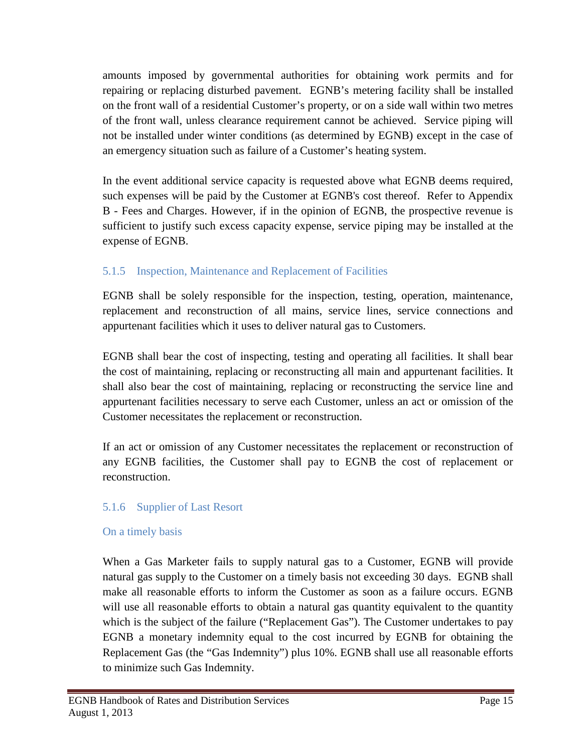amounts imposed by governmental authorities for obtaining work permits and for repairing or replacing disturbed pavement. EGNB's metering facility shall be installed on the front wall of a residential Customer's property, or on a side wall within two metres of the front wall, unless clearance requirement cannot be achieved. Service piping will not be installed under winter conditions (as determined by EGNB) except in the case of an emergency situation such as failure of a Customer's heating system.

In the event additional service capacity is requested above what EGNB deems required, such expenses will be paid by the Customer at EGNB's cost thereof. Refer to Appendix B - Fees and Charges. However, if in the opinion of EGNB, the prospective revenue is sufficient to justify such excess capacity expense, service piping may be installed at the expense of EGNB.

### 5.1.5 Inspection, Maintenance and Replacement of Facilities

EGNB shall be solely responsible for the inspection, testing, operation, maintenance, replacement and reconstruction of all mains, service lines, service connections and appurtenant facilities which it uses to deliver natural gas to Customers.

EGNB shall bear the cost of inspecting, testing and operating all facilities. It shall bear the cost of maintaining, replacing or reconstructing all main and appurtenant facilities. It shall also bear the cost of maintaining, replacing or reconstructing the service line and appurtenant facilities necessary to serve each Customer, unless an act or omission of the Customer necessitates the replacement or reconstruction.

If an act or omission of any Customer necessitates the replacement or reconstruction of any EGNB facilities, the Customer shall pay to EGNB the cost of replacement or reconstruction.

### 5.1.6 Supplier of Last Resort

#### On a timely basis

When a Gas Marketer fails to supply natural gas to a Customer, EGNB will provide natural gas supply to the Customer on a timely basis not exceeding 30 days. EGNB shall make all reasonable efforts to inform the Customer as soon as a failure occurs. EGNB will use all reasonable efforts to obtain a natural gas quantity equivalent to the quantity which is the subject of the failure ("Replacement Gas"). The Customer undertakes to pay EGNB a monetary indemnity equal to the cost incurred by EGNB for obtaining the Replacement Gas (the "Gas Indemnity") plus 10%. EGNB shall use all reasonable efforts to minimize such Gas Indemnity.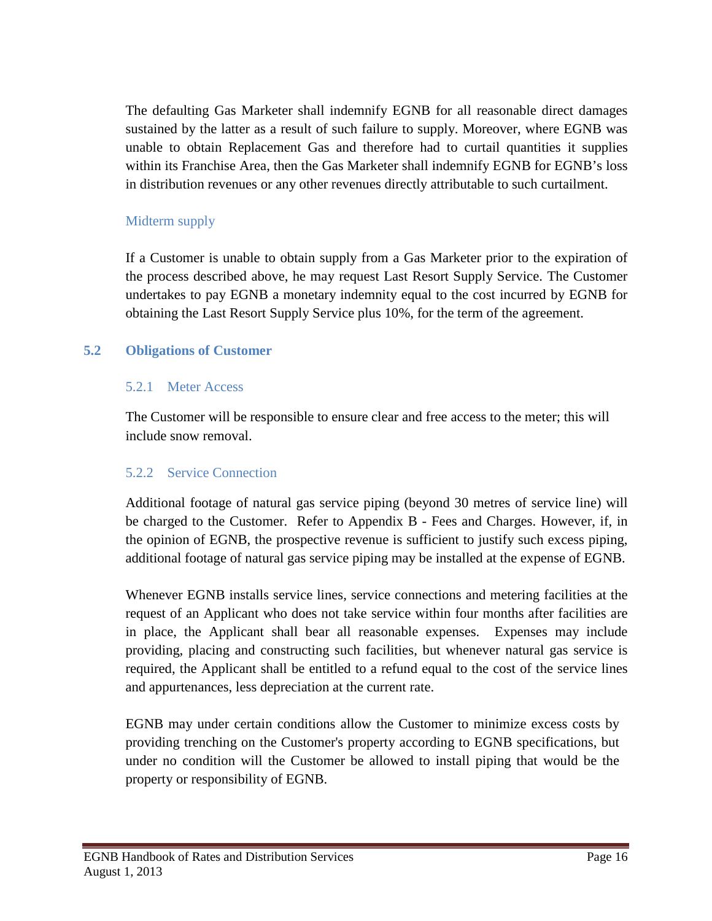The defaulting Gas Marketer shall indemnify EGNB for all reasonable direct damages sustained by the latter as a result of such failure to supply. Moreover, where EGNB was unable to obtain Replacement Gas and therefore had to curtail quantities it supplies within its Franchise Area, then the Gas Marketer shall indemnify EGNB for EGNB's loss in distribution revenues or any other revenues directly attributable to such curtailment.

#### Midterm supply

If a Customer is unable to obtain supply from a Gas Marketer prior to the expiration of the process described above, he may request Last Resort Supply Service. The Customer undertakes to pay EGNB a monetary indemnity equal to the cost incurred by EGNB for obtaining the Last Resort Supply Service plus 10%, for the term of the agreement.

## 5.2 Obligations of Customer

### 5.2.1 Meter Access

The Customer will be responsible to ensure clear and free access to the meter; this will include snow removal.

### 5.2.2 Service Connection

Additional footage of natural gas service piping (beyond 30 metres of service line) will be charged to the Customer. Refer to Appendix B - Fees and Charges. However, if, in the opinion of EGNB, the prospective revenue is sufficient to justify such excess piping, additional footage of natural gas service piping may be installed at the expense of EGNB.

Whenever EGNB installs service lines, service connections and metering facilities at the request of an Applicant who does not take service within four months after facilities are in place, the Applicant shall bear all reasonable expenses. Expenses may include providing, placing and constructing such facilities, but whenever natural gas service is required, the Applicant shall be entitled to a refund equal to the cost of the service lines and appurtenances, less depreciation at the current rate.

EGNB may under certain conditions allow the Customer to minimize excess costs by providing trenching on the Customer's property according to EGNB specifications, but under no condition will the Customer be allowed to install piping that would be the property or responsibility of EGNB.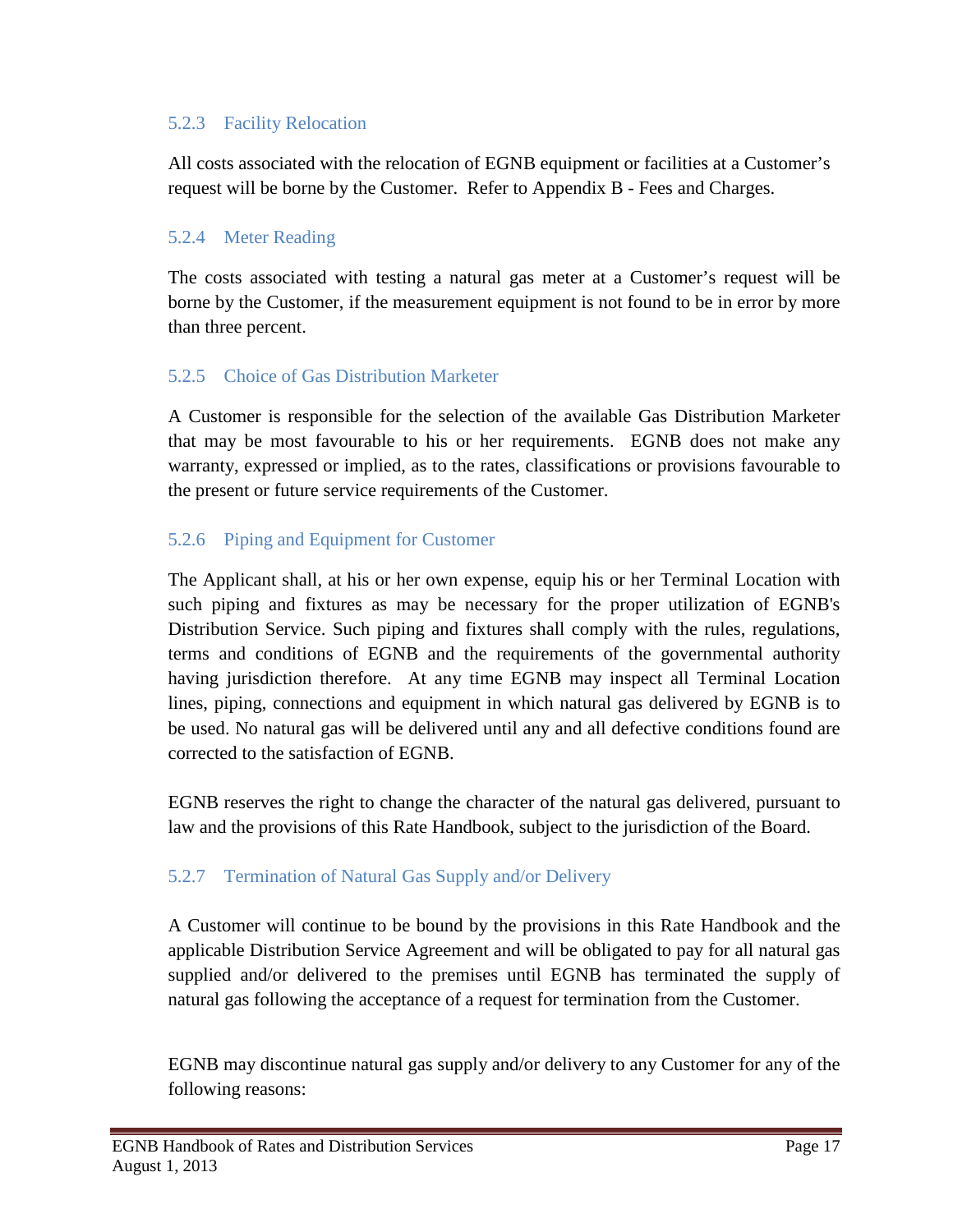### 5.2.3 Facility Relocation

All costs associated with the relocation of EGNB equipment or facilities at a Customer's request will be borne by the Customer. Refer to Appendix B - Fees and Charges.

### 5.2.4 Meter Reading

The costs associated with testing a natural gas meter at a Customer's request will be borne by the Customer, if the measurement equipment is not found to be in error by more than three percent.

### 5.2.5 Choice of Gas Distribution Marketer

A Customer is responsible for the selection of the available Gas Distribution Marketer that may be most favourable to his or her requirements. EGNB does not make any warranty, expressed or implied, as to the rates, classifications or provisions favourable to the present or future service requirements of the Customer.

### 5.2.6 Piping and Equipment for Customer

The Applicant shall, at his or her own expense, equip his or her Terminal Location with such piping and fixtures as may be necessary for the proper utilization of EGNB's Distribution Service. Such piping and fixtures shall comply with the rules, regulations, terms and conditions of EGNB and the requirements of the governmental authority having jurisdiction therefore. At any time EGNB may inspect all Terminal Location lines, piping, connections and equipment in which natural gas delivered by EGNB is to be used. No natural gas will be delivered until any and all defective conditions found are corrected to the satisfaction of EGNB.

EGNB reserves the right to change the character of the natural gas delivered, pursuant to law and the provisions of this Rate Handbook, subject to the jurisdiction of the Board.

### 5.2.7 Termination of Natural Gas Supply and/or Delivery

A Customer will continue to be bound by the provisions in this Rate Handbook and the applicable Distribution Service Agreement and will be obligated to pay for all natural gas supplied and/or delivered to the premises until EGNB has terminated the supply of natural gas following the acceptance of a request for termination from the Customer.

EGNB may discontinue natural gas supply and/or delivery to any Customer for any of the following reasons: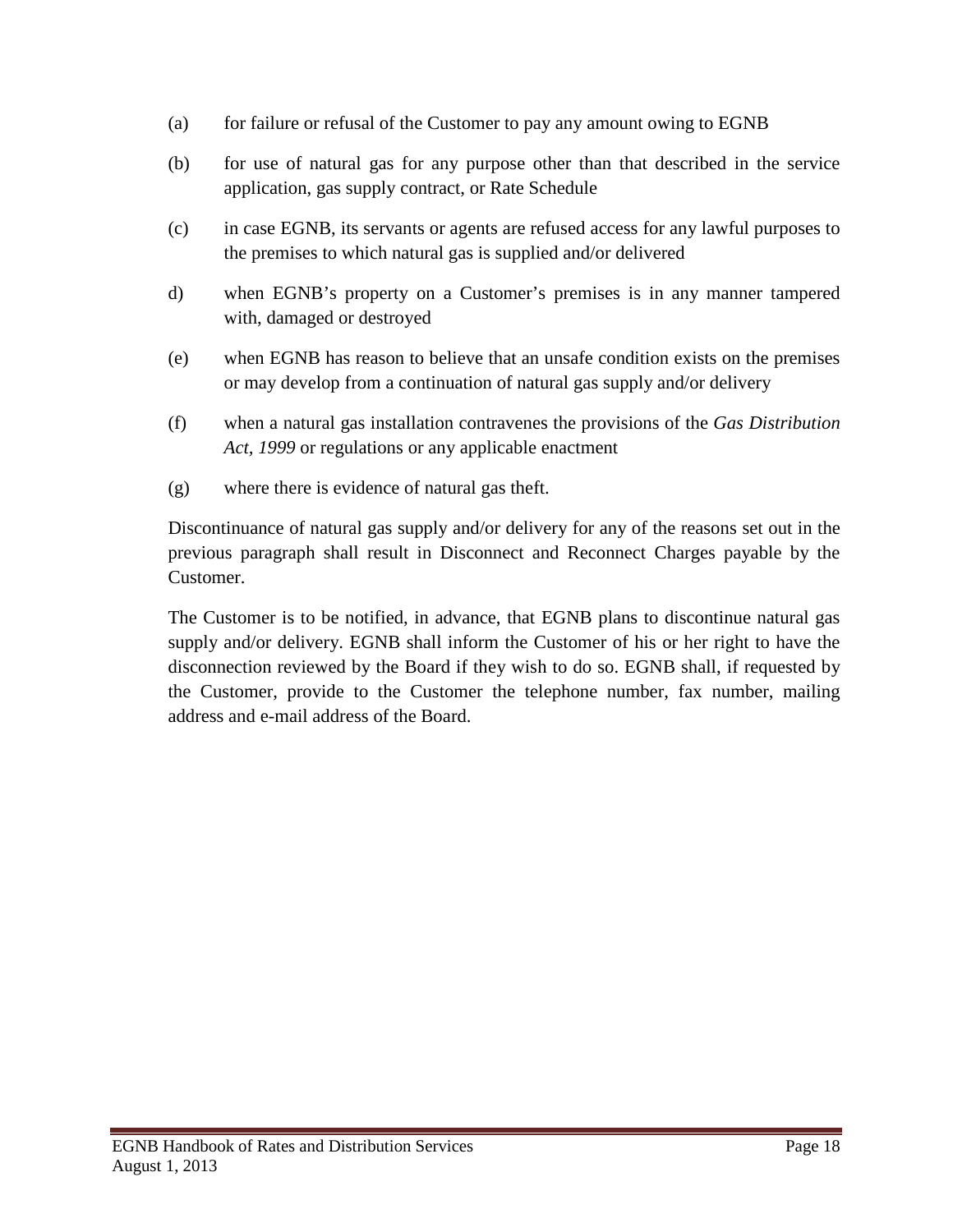(a) for failure or refusal of the Customer to pay any amount owing to EGNB

(b) for use of natural gas for any purpose other than that described in the service application, gas supply contract, or Rate Schedule

(c) in case EGNB, its servants or agents are refused access for any lawful purposes to the premises to which natural gas is supplied and/or delivered

d) when EGNB's property on a Customer's premises is in any manner tampered with, damaged or destroyed

(e) when EGNB has reason to believe that an unsafe condition exists on the premises or may develop from a continuation of natural gas supply and/or delivery

(f) when a natural gas installation contravenes the provisions of the *Gas Distribution Act, 1999* or regulations or any applicable enactment

(g) where there is evidence of natural gas theft.

Discontinuance of natural gas supply and/or delivery for any of the reasons set out in the previous paragraph shall result in Disconnect and Reconnect Charges payable by the Customer.

The Customer is to be notified, in advance, that EGNB plans to discontinue natural gas supply and/or delivery. EGNB shall inform the Customer of his or her right to have the disconnection reviewed by the Board if they wish to do so. EGNB shall, if requested by the Customer, provide to the Customer the telephone number, fax number, mailing address and e-mail address of the Board.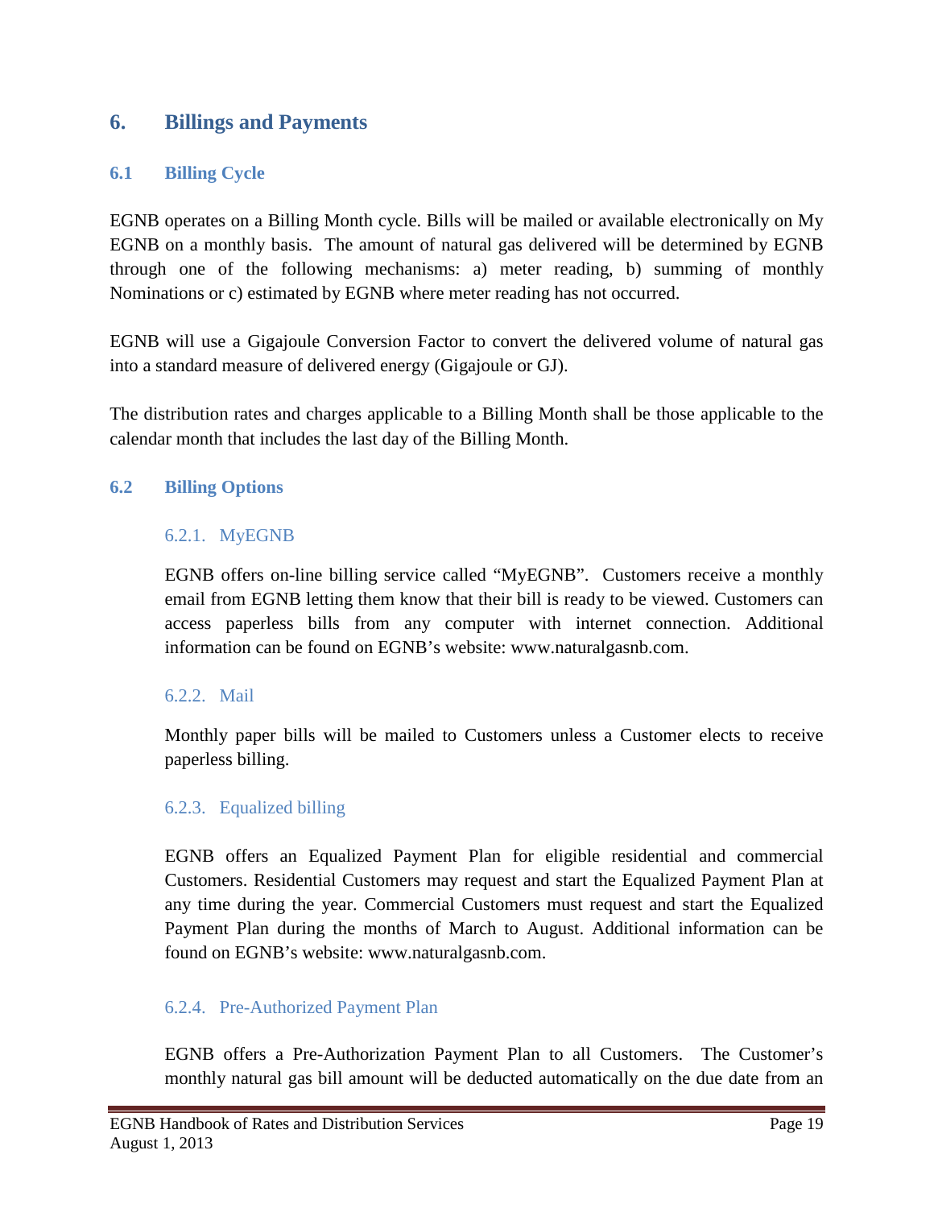# 6. Billings and Payments

## 6.1 Billing Cycle

EGNB operates on a Billing Month cycle. Bills will be mailed or available electronically on My EGNB on a monthly basis. The amount of natural gas delivered will be determined by EGNB through one of the following mechanisms: a) meter reading, b) summing of monthly Nominations or c) estimated by EGNB where meter reading has not occurred.

EGNB will use a Gigajoule Conversion Factor to convert the delivered volume of natural gas into a standard measure of delivered energy (Gigajoule or GJ).

The distribution rates and charges applicable to a Billing Month shall be those applicable to the calendar month that includes the last day of the Billing Month.

## 6.2 Billing Options

### 6.2.1. MyEGNB

EGNB offers on-line billing service called "MyEGNB". Customers receive a monthly email from EGNB letting them know that their bill is ready to be viewed. Customers can access paperless bills from any computer with internet connection. Additional information can be found on EGNB's website: www.naturalgasnb.com.

### 6.2.2. Mail

Monthly paper bills will be mailed to Customers unless a Customer elects to receive paperless billing.

### 6.2.3. Equalized billing

EGNB offers an Equalized Payment Plan for eligible residential and commercial Customers. Residential Customers may request and start the Equalized Payment Plan at any time during the year. Commercial Customers must request and start the Equalized Payment Plan during the months of March to August. Additional information can be found on EGNB's website: www.naturalgasnb.com.

### 6.2.4. Pre-Authorized Payment Plan

EGNB offers a Pre-Authorization Payment Plan to all Customers. The Customer's monthly natural gas bill amount will be deducted automatically on the due date from an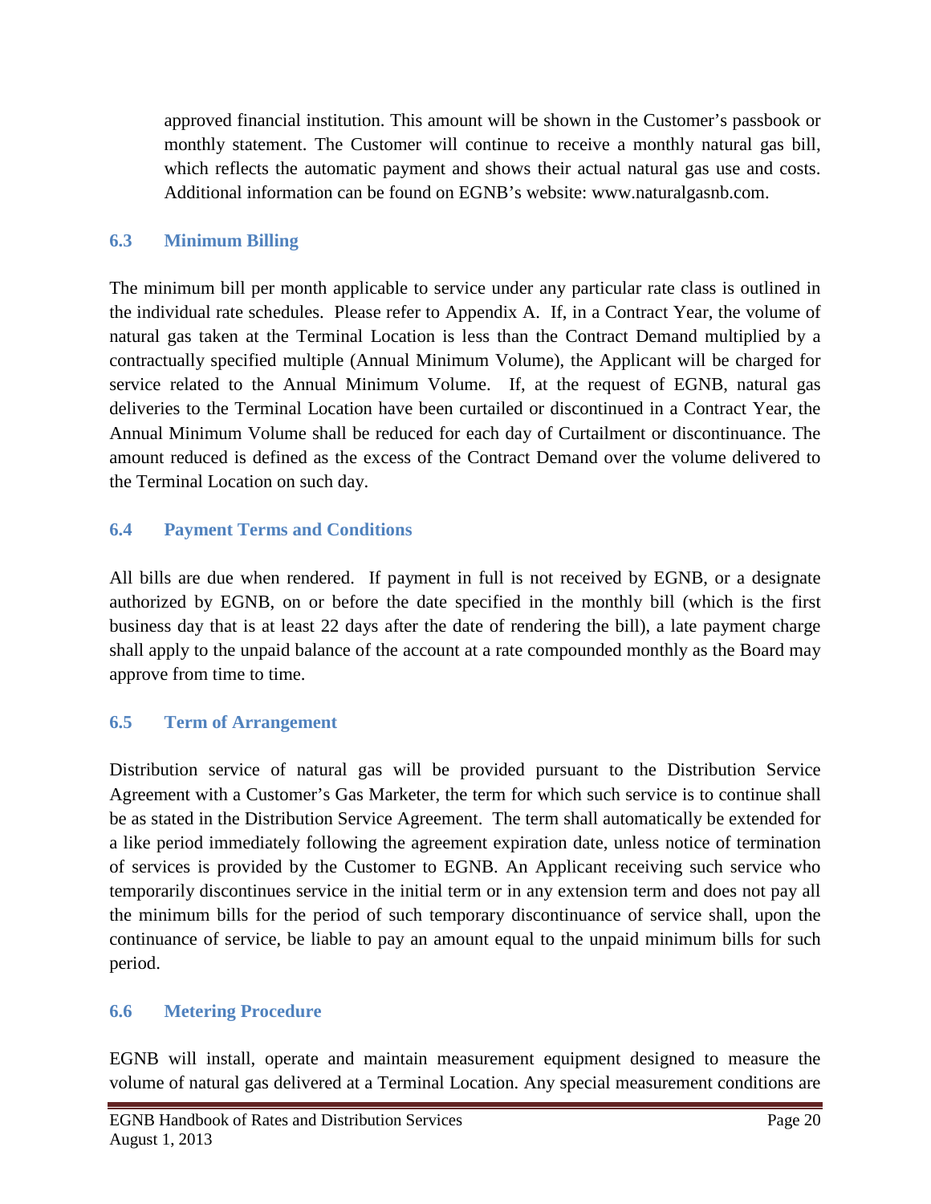approved financial institution. This amount will be shown in the Customer's passbook or monthly statement. The Customer will continue to receive a monthly natural gas bill, which reflects the automatic payment and shows their actual natural gas use and costs. Additional information can be found on EGNB's website: www.naturalgasnb.com.

### 6.3 Minimum Billing

The minimum bill per month applicable to service under any particular rate class is outlined in the individual rate schedules. Please refer to Appendix A. If, in a Contract Year, the volume of natural gas taken at the Terminal Location is less than the Contract Demand multiplied by a contractually specified multiple (Annual Minimum Volume), the Applicant will be charged for service related to the Annual Minimum Volume. If, at the request of EGNB, natural gas deliveries to the Terminal Location have been curtailed or discontinued in a Contract Year, the Annual Minimum Volume shall be reduced for each day of Curtailment or discontinuance. The amount reduced is defined as the excess of the Contract Demand over the volume delivered to the Terminal Location on such day.

### 6.4 Payment Terms and Conditions

All bills are due when rendered. If payment in full is not received by EGNB, or a designate authorized by EGNB, on or before the date specified in the monthly bill (which is the first business day that is at least 22 days after the date of rendering the bill), a late payment charge shall apply to the unpaid balance of the account at a rate compounded monthly as the Board may approve from time to time.

### 6.5 Term of Arrangement

Distribution service of natural gas will be provided pursuant to the Distribution Service Agreement with a Customer's Gas Marketer, the term for which such service is to continue shall be as stated in the Distribution Service Agreement. The term shall automatically be extended for a like period immediately following the agreement expiration date, unless notice of termination of services is provided by the Customer to EGNB. An Applicant receiving such service who temporarily discontinues service in the initial term or in any extension term and does not pay all the minimum bills for the period of such temporary discontinuance of service shall, upon the continuance of service, be liable to pay an amount equal to the unpaid minimum bills for such period.

### 6.6 Metering Procedure

EGNB will install, operate and maintain measurement equipment designed to measure the volume of natural gas delivered at a Terminal Location. Any special measurement conditions are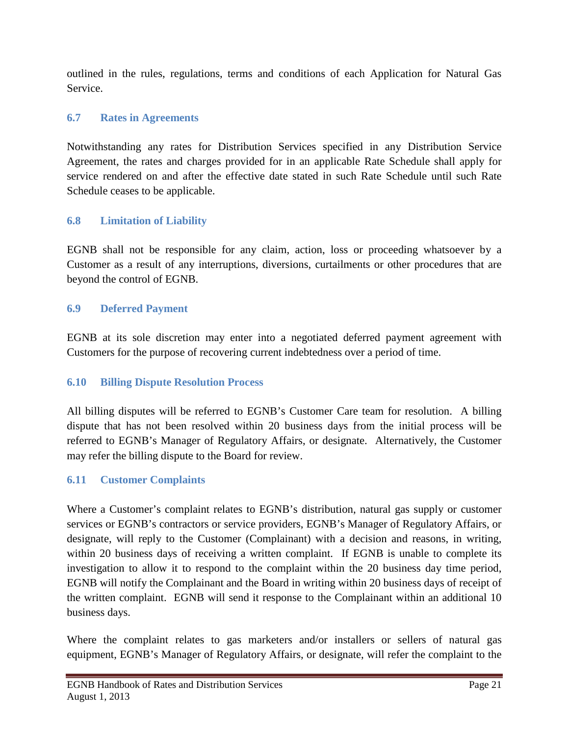outlined in the rules, regulations, terms and conditions of each Application for Natural Gas Service.

### 6.7 Rates in Agreements

Notwithstanding any rates for Distribution Services specified in any Distribution Service Agreement, the rates and charges provided for in an applicable Rate Schedule shall apply for service rendered on and after the effective date stated in such Rate Schedule until such Rate Schedule ceases to be applicable.

### 6.8 Limitation of Liability

EGNB shall not be responsible for any claim, action, loss or proceeding whatsoever by a Customer as a result of any interruptions, diversions, curtailments or other procedures that are beyond the control of EGNB.

### 6.9 Deferred Payment

EGNB at its sole discretion may enter into a negotiated deferred payment agreement with Customers for the purpose of recovering current indebtedness over a period of time.

### 6.10 Billing Dispute Resolution Process

All billing disputes will be referred to EGNB's Customer Care team for resolution. A billing dispute that has not been resolved within 20 business days from the initial process will be referred to EGNB's Manager of Regulatory Affairs, or designate. Alternatively, the Customer may refer the billing dispute to the Board for review.

### 6.11 Customer Complaints

Where a Customer's complaint relates to EGNB's distribution, natural gas supply or customer services or EGNB's contractors or service providers, EGNB's Manager of Regulatory Affairs, or designate, will reply to the Customer (Complainant) with a decision and reasons, in writing, within 20 business days of receiving a written complaint. If EGNB is unable to complete its investigation to allow it to respond to the complaint within the 20 business day time period, EGNB will notify the Complainant and the Board in writing within 20 business days of receipt of the written complaint. EGNB will send it response to the Complainant within an additional 10 business days.

Where the complaint relates to gas marketers and/or installers or sellers of natural gas equipment, EGNB's Manager of Regulatory Affairs, or designate, will refer the complaint to the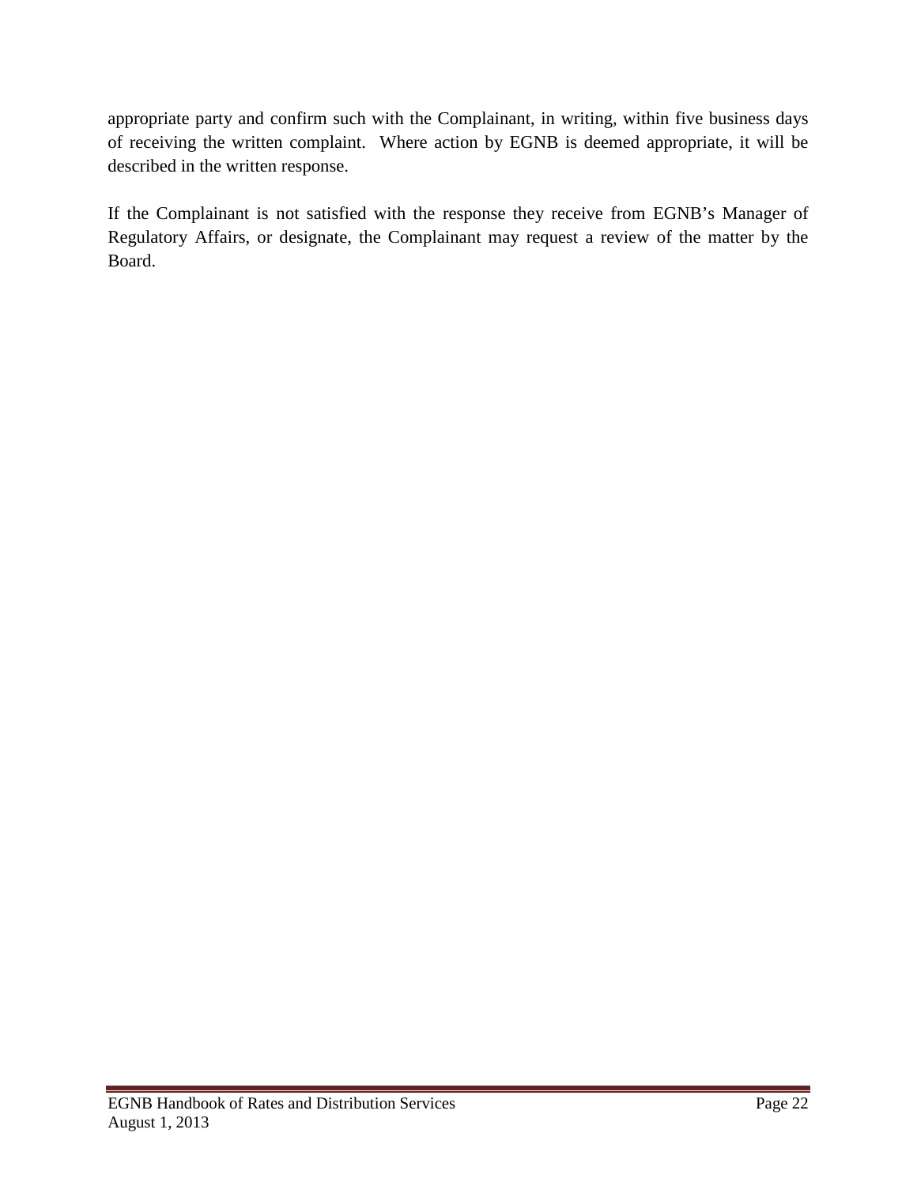appropriate party and confirm such with the Complainant, in writing, within five business days of receiving the written complaint. Where action by EGNB is deemed appropriate, it will be described in the written response.

If the Complainant is not satisfied with the response they receive from EGNB's Manager of Regulatory Affairs, or designate, the Complainant may request a review of the matter by the Board.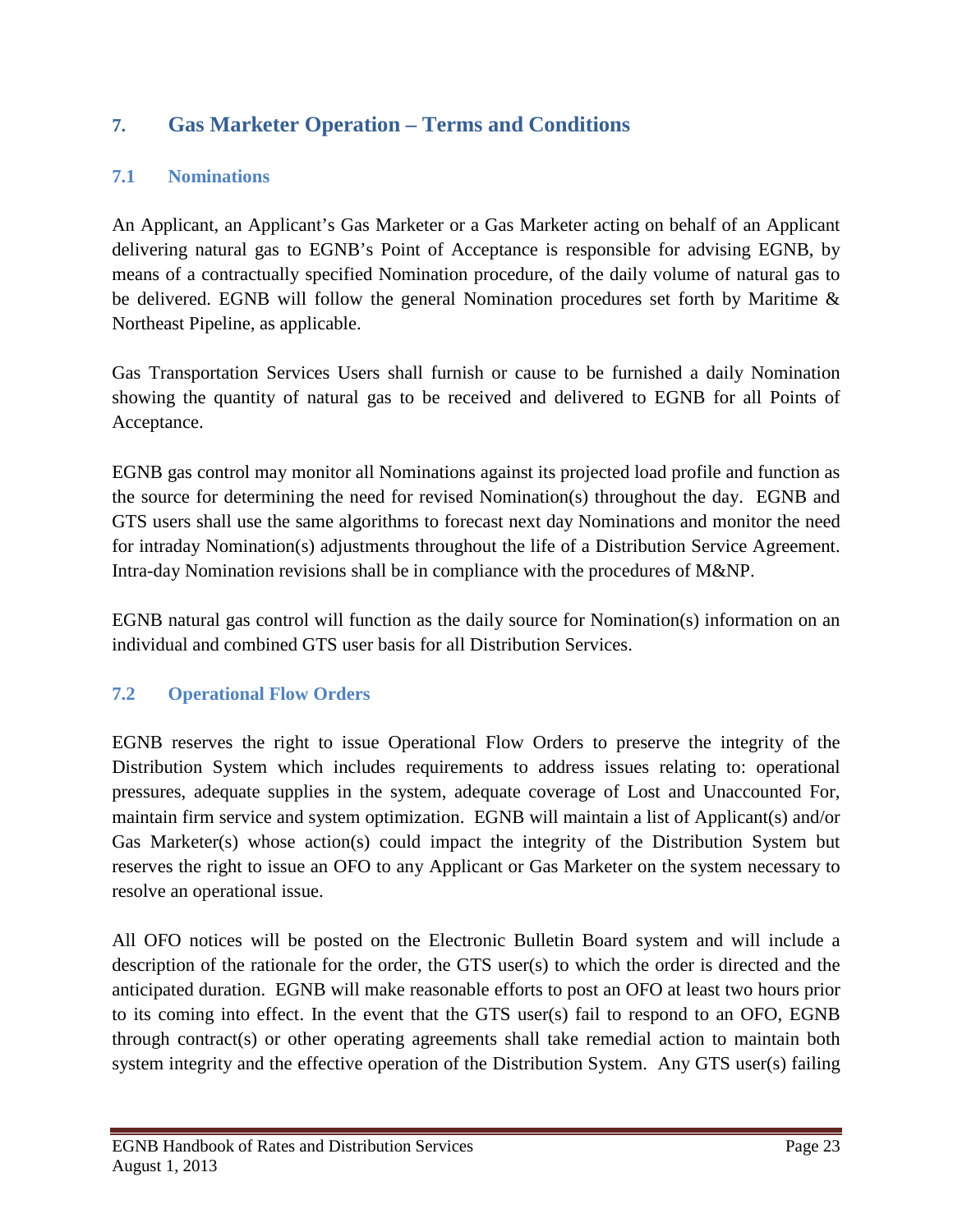## 7. Gas Marketer Operation – Terms and Conditions

### 7.1 Nominations

An Applicant, an Applicant's Gas Marketer or a Gas Marketer acting on behalf of an Applicant delivering natural gas to EGNB's Point of Acceptance is responsible for advising EGNB, by means of a contractually specified Nomination procedure, of the daily volume of natural gas to be delivered. EGNB will follow the general Nomination procedures set forth by Maritime & Northeast Pipeline, as applicable.

Gas Transportation Services Users shall furnish or cause to be furnished a daily Nomination showing the quantity of natural gas to be received and delivered to EGNB for all Points of Acceptance.

EGNB gas control may monitor all Nominations against its projected load profile and function as the source for determining the need for revised Nomination(s) throughout the day. EGNB and GTS users shall use the same algorithms to forecast next day Nominations and monitor the need for intraday Nomination(s) adjustments throughout the life of a Distribution Service Agreement. Intra-day Nomination revisions shall be in compliance with the procedures of M&NP.

EGNB natural gas control will function as the daily source for Nomination(s) information on an individual and combined GTS user basis for all Distribution Services.

### 7.2 Operational Flow Orders

EGNB reserves the right to issue Operational Flow Orders to preserve the integrity of the Distribution System which includes requirements to address issues relating to: operational pressures, adequate supplies in the system, adequate coverage of Lost and Unaccounted For, maintain firm service and system optimization. EGNB will maintain a list of Applicant(s) and/or Gas Marketer(s) whose action(s) could impact the integrity of the Distribution System but reserves the right to issue an OFO to any Applicant or Gas Marketer on the system necessary to resolve an operational issue.

All OFO notices will be posted on the Electronic Bulletin Board system and will include a description of the rationale for the order, the GTS user(s) to which the order is directed and the anticipated duration. EGNB will make reasonable efforts to post an OFO at least two hours prior to its coming into effect. In the event that the GTS user(s) fail to respond to an OFO, EGNB through contract(s) or other operating agreements shall take remedial action to maintain both system integrity and the effective operation of the Distribution System. Any GTS user(s) failing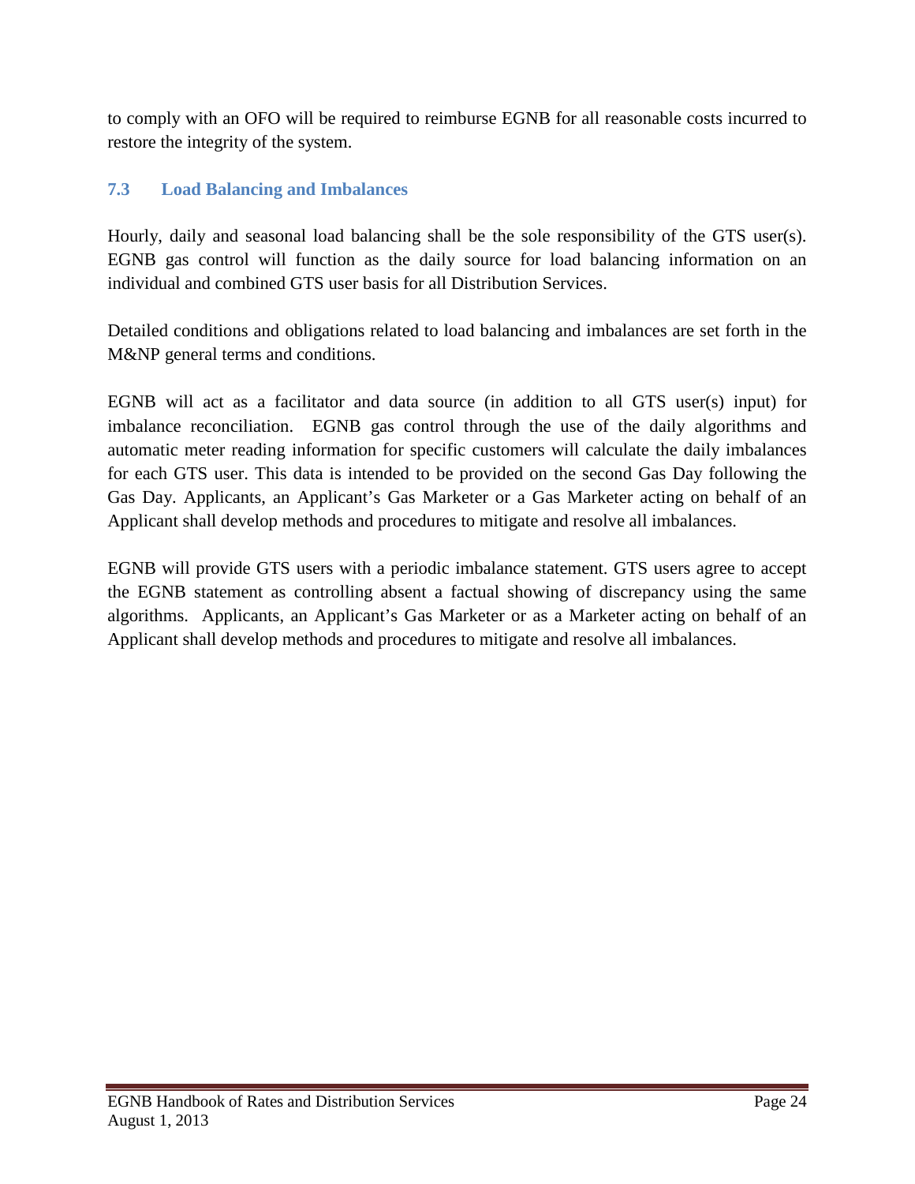to comply with an OFO will be required to reimburse EGNB for all reasonable costs incurred to restore the integrity of the system.

### 7.3 Load Balancing and Imbalances

Hourly, daily and seasonal load balancing shall be the sole responsibility of the GTS user(s). EGNB gas control will function as the daily source for load balancing information on an individual and combined GTS user basis for all Distribution Services.

Detailed conditions and obligations related to load balancing and imbalances are set forth in the M&NP general terms and conditions.

EGNB will act as a facilitator and data source (in addition to all GTS user(s) input) for imbalance reconciliation. EGNB gas control through the use of the daily algorithms and automatic meter reading information for specific customers will calculate the daily imbalances for each GTS user. This data is intended to be provided on the second Gas Day following the Gas Day. Applicants, an Applicant's Gas Marketer or a Gas Marketer acting on behalf of an Applicant shall develop methods and procedures to mitigate and resolve all imbalances.

EGNB will provide GTS users with a periodic imbalance statement. GTS users agree to accept the EGNB statement as controlling absent a factual showing of discrepancy using the same algorithms. Applicants, an Applicant's Gas Marketer or as a Marketer acting on behalf of an Applicant shall develop methods and procedures to mitigate and resolve all imbalances.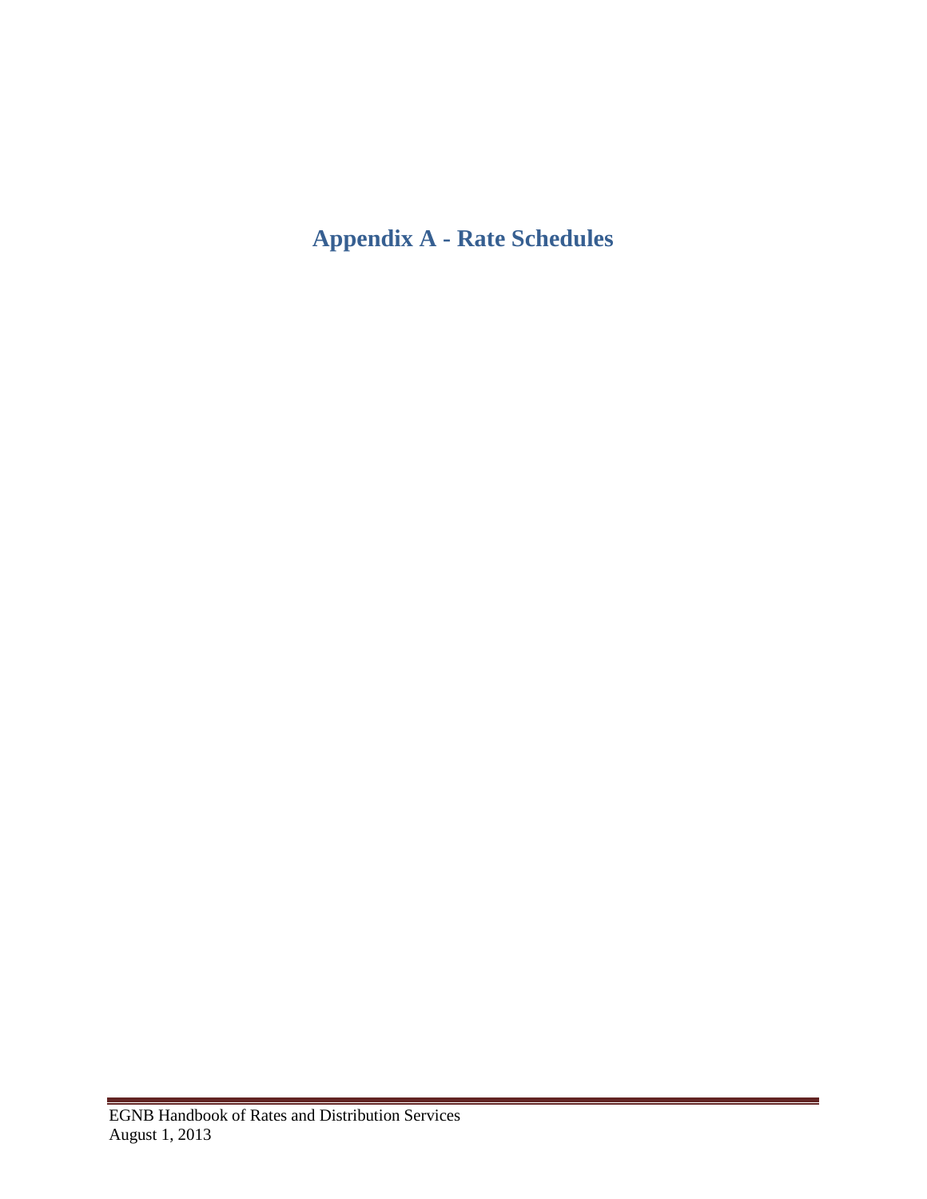# Appendix A - Rate Schedules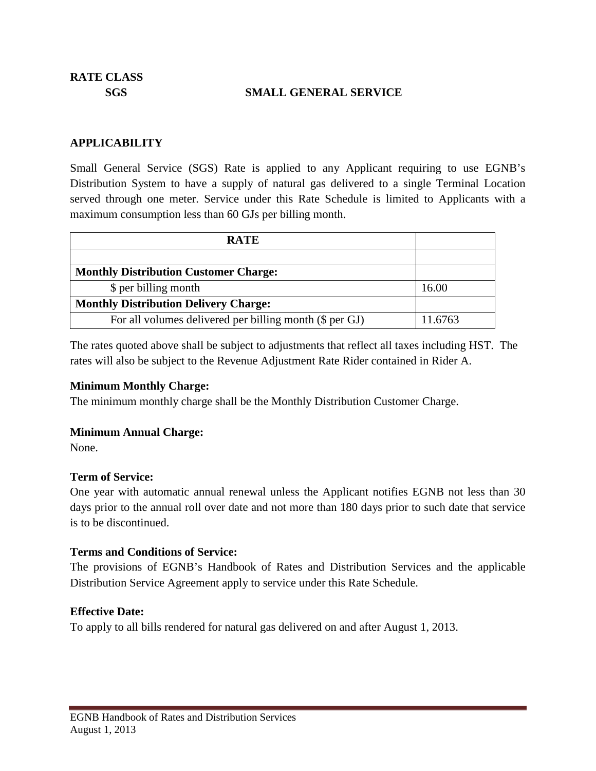**RATE CLASS**

**SGS SMALL GENERAL SERVICE**

## APPLICABILITY

Small General Service (SGS) Rate is applied to any Applicant requiring to use EGNB's Distribution System to have a supply of natural gas delivered to a single Terminal Location served through one meter. Service under this Rate Schedule is limited to Applicants with a maximum consumption less than 60 GJs per billing month.

| RATE | |
|---|---|
| | |
| **Monthly Distribution Customer Charge:** | |
| $ per billing month | 16.00 |
| **Monthly Distribution Delivery Charge:** | |
| For all volumes delivered per billing month ($ per GJ) | 11.6763 |

The rates quoted above shall be subject to adjustments that reflect all taxes including HST. The rates will also be subject to the Revenue Adjustment Rate Rider contained in Rider A.

**Minimum Monthly Charge:**
The minimum monthly charge shall be the Monthly Distribution Customer Charge.

**Minimum Annual Charge:**
None.

**Term of Service:**
One year with automatic annual renewal unless the Applicant notifies EGNB not less than 30 days prior to the annual roll over date and not more than 180 days prior to such date that service is to be discontinued.

**Terms and Conditions of Service:**
The provisions of EGNB's Handbook of Rates and Distribution Services and the applicable Distribution Service Agreement apply to service under this Rate Schedule.

**Effective Date:**
To apply to all bills rendered for natural gas delivered on and after August 1, 2013.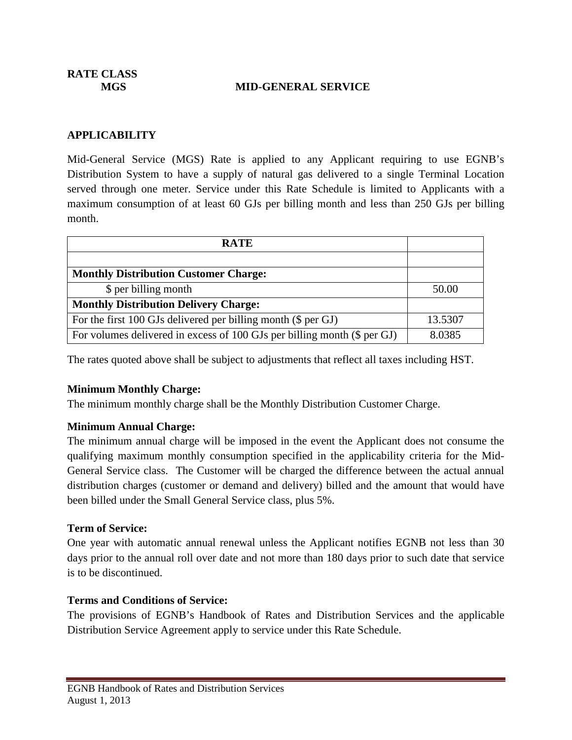**RATE CLASS**

**MGS MID-GENERAL SERVICE**

## APPLICABILITY

Mid-General Service (MGS) Rate is applied to any Applicant requiring to use EGNB's Distribution System to have a supply of natural gas delivered to a single Terminal Location served through one meter. Service under this Rate Schedule is limited to Applicants with a maximum consumption of at least 60 GJs per billing month and less than 250 GJs per billing month.

| RATE | |
|---|---|
| | |
| **Monthly Distribution Customer Charge:** | |
| $ per billing month | 50.00 |
| **Monthly Distribution Delivery Charge:** | |
| For the first 100 GJs delivered per billing month ($ per GJ) | 13.5307 |
| For volumes delivered in excess of 100 GJs per billing month ($ per GJ) | 8.0385 |

The rates quoted above shall be subject to adjustments that reflect all taxes including HST.

**Minimum Monthly Charge:**
The minimum monthly charge shall be the Monthly Distribution Customer Charge.

**Minimum Annual Charge:**
The minimum annual charge will be imposed in the event the Applicant does not consume the qualifying maximum monthly consumption specified in the applicability criteria for the Mid-General Service class. The Customer will be charged the difference between the actual annual distribution charges (customer or demand and delivery) billed and the amount that would have been billed under the Small General Service class, plus 5%.

**Term of Service:**
One year with automatic annual renewal unless the Applicant notifies EGNB not less than 30 days prior to the annual roll over date and not more than 180 days prior to such date that service is to be discontinued.

**Terms and Conditions of Service:**
The provisions of EGNB's Handbook of Rates and Distribution Services and the applicable Distribution Service Agreement apply to service under this Rate Schedule.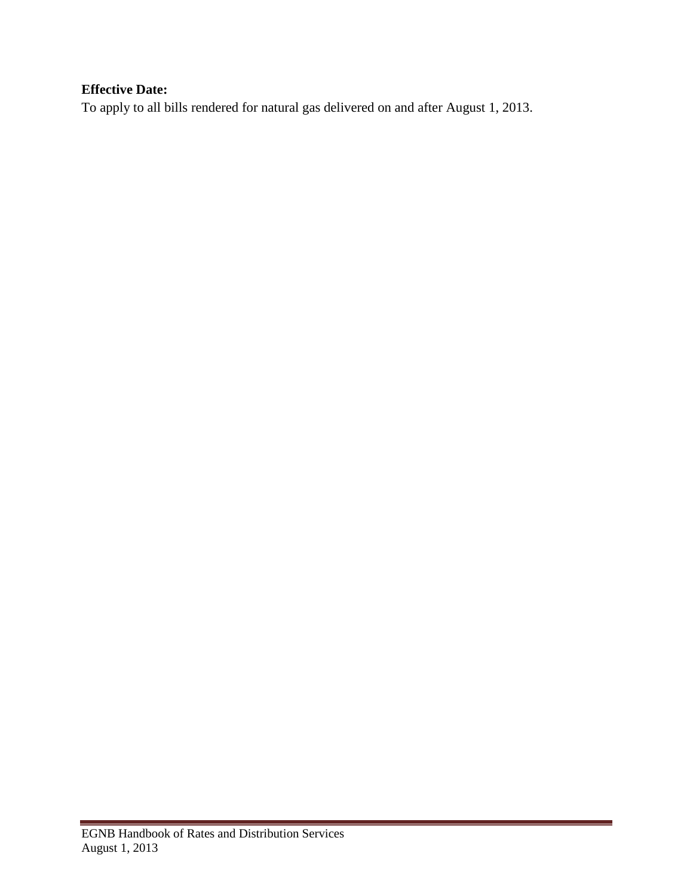**Effective Date:**

To apply to all bills rendered for natural gas delivered on and after August 1, 2013.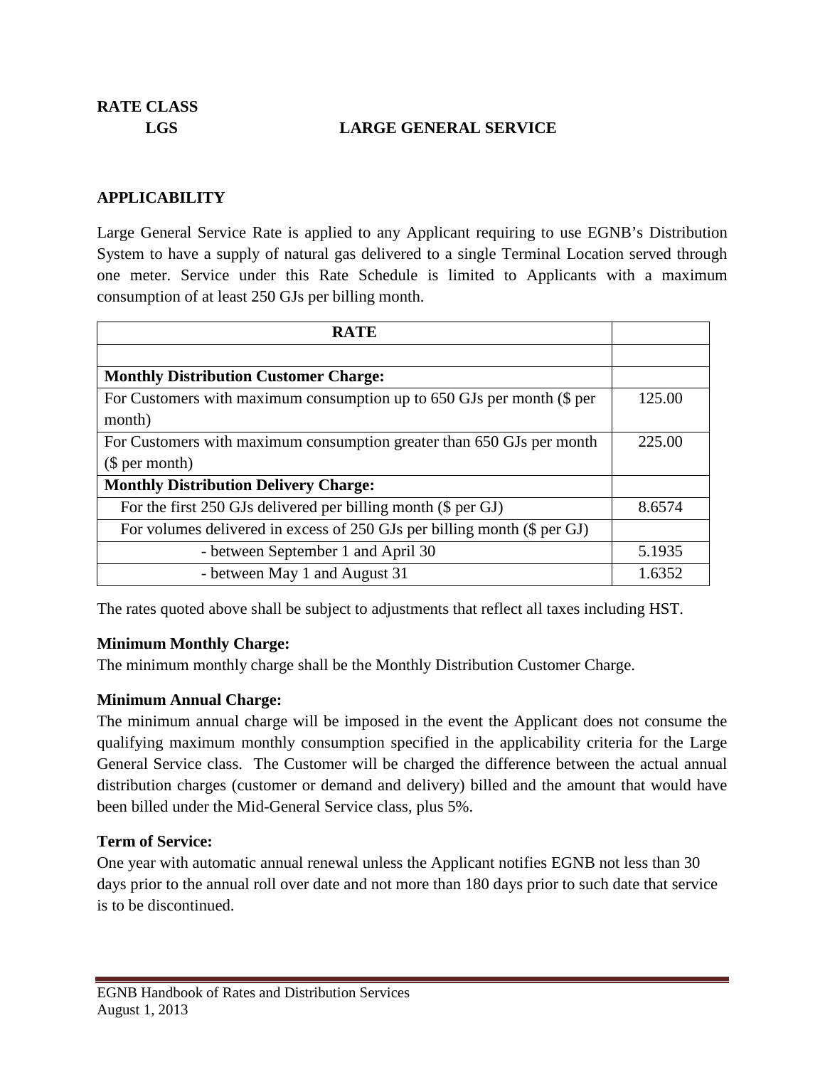**RATE CLASS**

**LGS LARGE GENERAL SERVICE**

**APPLICABILITY**

Large General Service Rate is applied to any Applicant requiring to use EGNB's Distribution System to have a supply of natural gas delivered to a single Terminal Location served through one meter. Service under this Rate Schedule is limited to Applicants with a maximum consumption of at least 250 GJs per billing month.

| **RATE** | |
|---|---|
| | |
| **Monthly Distribution Customer Charge:** | |
| For Customers with maximum consumption up to 650 GJs per month ($ per month) | 125.00 |
| For Customers with maximum consumption greater than 650 GJs per month ($ per month) | 225.00 |
| **Monthly Distribution Delivery Charge:** | |
| For the first 250 GJs delivered per billing month ($ per GJ) | 8.6574 |
| For volumes delivered in excess of 250 GJs per billing month ($ per GJ) | |
| - between September 1 and April 30 | 5.1935 |
| - between May 1 and August 31 | 1.6352 |

The rates quoted above shall be subject to adjustments that reflect all taxes including HST.

**Minimum Monthly Charge:**

The minimum monthly charge shall be the Monthly Distribution Customer Charge.

**Minimum Annual Charge:**

The minimum annual charge will be imposed in the event the Applicant does not consume the qualifying maximum monthly consumption specified in the applicability criteria for the Large General Service class. The Customer will be charged the difference between the actual annual distribution charges (customer or demand and delivery) billed and the amount that would have been billed under the Mid-General Service class, plus 5%.

**Term of Service:**

One year with automatic annual renewal unless the Applicant notifies EGNB not less than 30 days prior to the annual roll over date and not more than 180 days prior to such date that service is to be discontinued.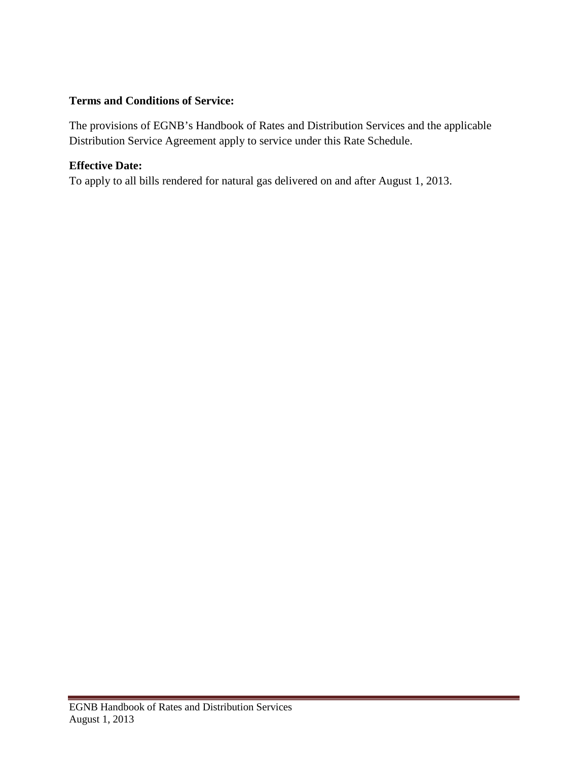**Terms and Conditions of Service:**

The provisions of EGNB's Handbook of Rates and Distribution Services and the applicable Distribution Service Agreement apply to service under this Rate Schedule.

**Effective Date:**

To apply to all bills rendered for natural gas delivered on and after August 1, 2013.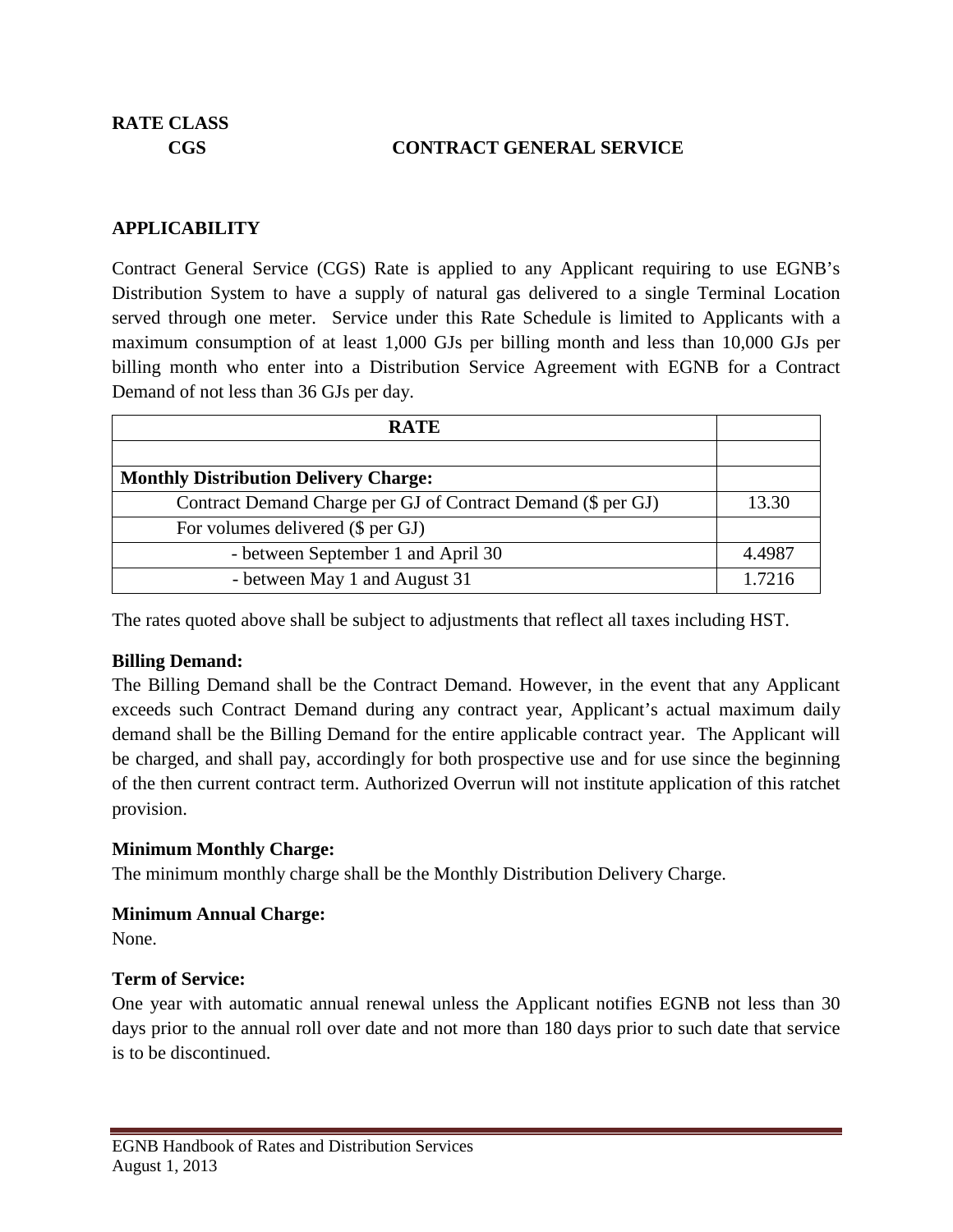**RATE CLASS**

**CGS CONTRACT GENERAL SERVICE**

## APPLICABILITY

Contract General Service (CGS) Rate is applied to any Applicant requiring to use EGNB's Distribution System to have a supply of natural gas delivered to a single Terminal Location served through one meter. Service under this Rate Schedule is limited to Applicants with a maximum consumption of at least 1,000 GJs per billing month and less than 10,000 GJs per billing month who enter into a Distribution Service Agreement with EGNB for a Contract Demand of not less than 36 GJs per day.

| **RATE** | |
|---|---|
| | |
| **Monthly Distribution Delivery Charge:** | |
| Contract Demand Charge per GJ of Contract Demand ($ per GJ) | 13.30 |
| For volumes delivered ($ per GJ) | |
| - between September 1 and April 30 | 4.4987 |
| - between May 1 and August 31 | 1.7216 |

The rates quoted above shall be subject to adjustments that reflect all taxes including HST.

**Billing Demand:**
The Billing Demand shall be the Contract Demand. However, in the event that any Applicant exceeds such Contract Demand during any contract year, Applicant's actual maximum daily demand shall be the Billing Demand for the entire applicable contract year. The Applicant will be charged, and shall pay, accordingly for both prospective use and for use since the beginning of the then current contract term. Authorized Overrun will not institute application of this ratchet provision.

**Minimum Monthly Charge:**
The minimum monthly charge shall be the Monthly Distribution Delivery Charge.

**Minimum Annual Charge:**
None.

**Term of Service:**
One year with automatic annual renewal unless the Applicant notifies EGNB not less than 30 days prior to the annual roll over date and not more than 180 days prior to such date that service is to be discontinued.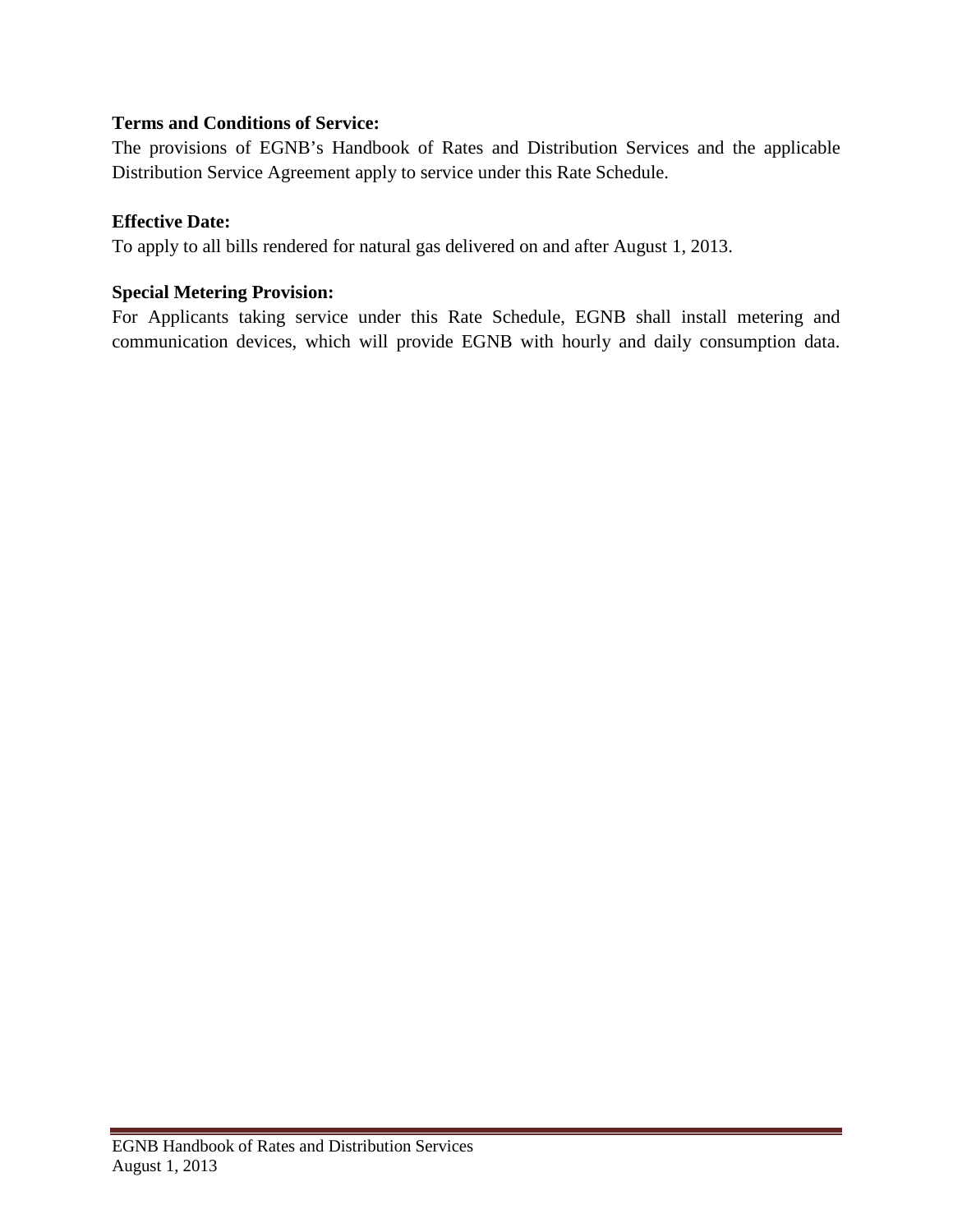**Terms and Conditions of Service:**

The provisions of EGNB's Handbook of Rates and Distribution Services and the applicable Distribution Service Agreement apply to service under this Rate Schedule.

**Effective Date:**

To apply to all bills rendered for natural gas delivered on and after August 1, 2013.

**Special Metering Provision:**

For Applicants taking service under this Rate Schedule, EGNB shall install metering and communication devices, which will provide EGNB with hourly and daily consumption data.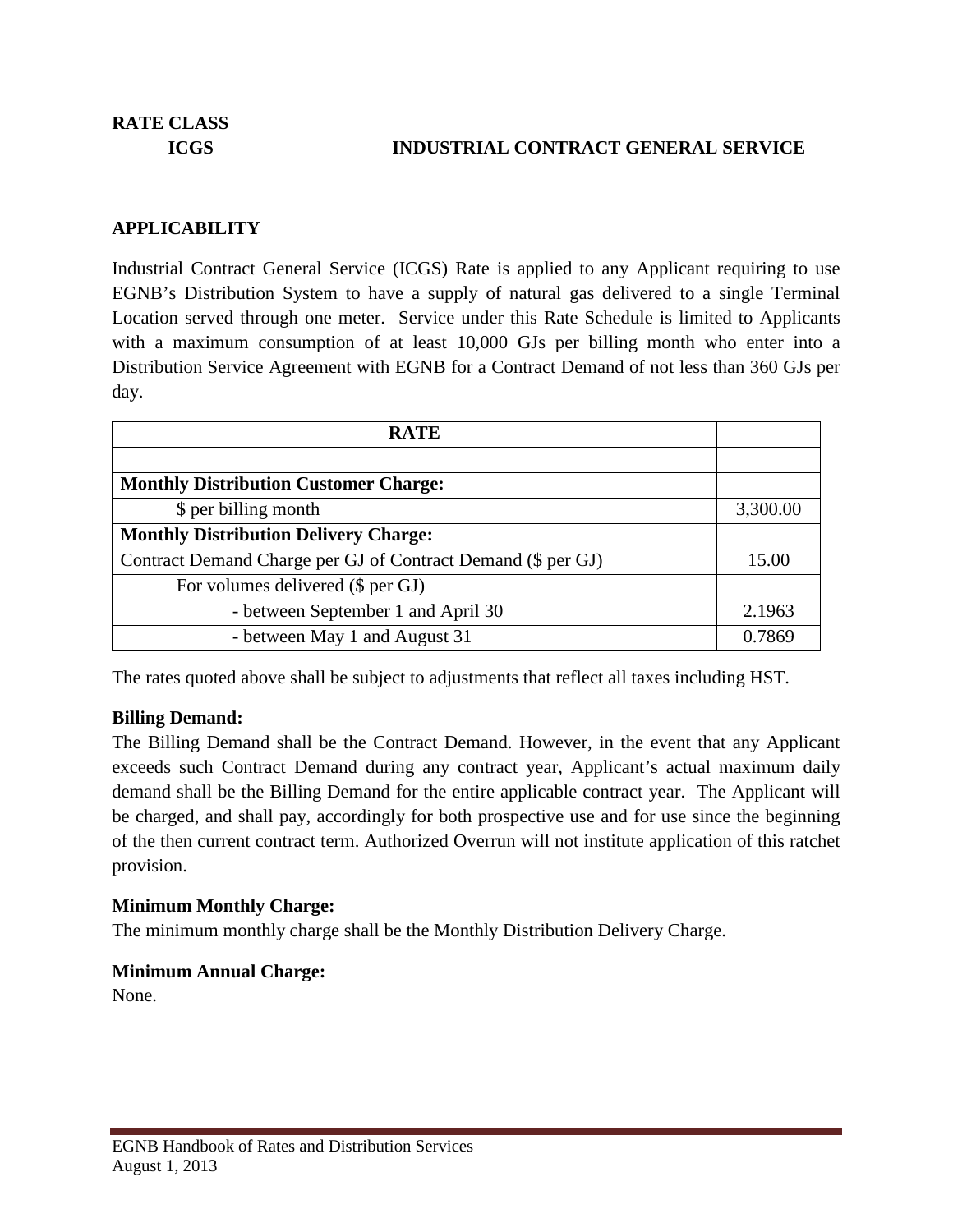**RATE CLASS**

**ICGS** **INDUSTRIAL CONTRACT GENERAL SERVICE**

## APPLICABILITY

Industrial Contract General Service (ICGS) Rate is applied to any Applicant requiring to use EGNB's Distribution System to have a supply of natural gas delivered to a single Terminal Location served through one meter. Service under this Rate Schedule is limited to Applicants with a maximum consumption of at least 10,000 GJs per billing month who enter into a Distribution Service Agreement with EGNB for a Contract Demand of not less than 360 GJs per day.

| RATE | |
|---|---|
| | |
| **Monthly Distribution Customer Charge:** | |
| $ per billing month | 3,300.00 |
| **Monthly Distribution Delivery Charge:** | |
| Contract Demand Charge per GJ of Contract Demand ($ per GJ) | 15.00 |
| For volumes delivered ($ per GJ) | |
| - between September 1 and April 30 | 2.1963 |
| - between May 1 and August 31 | 0.7869 |

The rates quoted above shall be subject to adjustments that reflect all taxes including HST.

**Billing Demand:**

The Billing Demand shall be the Contract Demand. However, in the event that any Applicant exceeds such Contract Demand during any contract year, Applicant's actual maximum daily demand shall be the Billing Demand for the entire applicable contract year. The Applicant will be charged, and shall pay, accordingly for both prospective use and for use since the beginning of the then current contract term. Authorized Overrun will not institute application of this ratchet provision.

**Minimum Monthly Charge:**

The minimum monthly charge shall be the Monthly Distribution Delivery Charge.

**Minimum Annual Charge:**

None.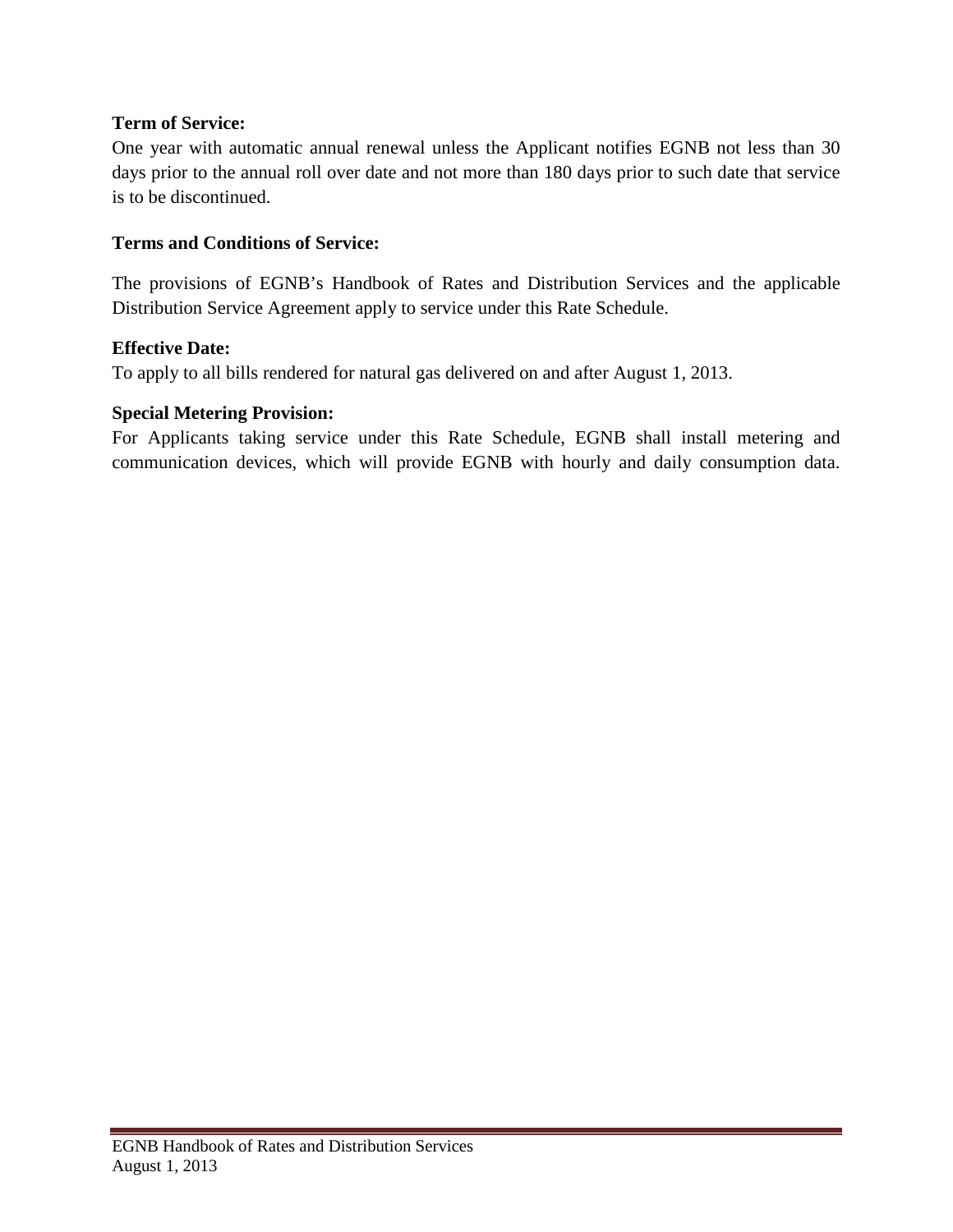**Term of Service:**

One year with automatic annual renewal unless the Applicant notifies EGNB not less than 30 days prior to the annual roll over date and not more than 180 days prior to such date that service is to be discontinued.

**Terms and Conditions of Service:**

The provisions of EGNB's Handbook of Rates and Distribution Services and the applicable Distribution Service Agreement apply to service under this Rate Schedule.

**Effective Date:**

To apply to all bills rendered for natural gas delivered on and after August 1, 2013.

**Special Metering Provision:**

For Applicants taking service under this Rate Schedule, EGNB shall install metering and communication devices, which will provide EGNB with hourly and daily consumption data.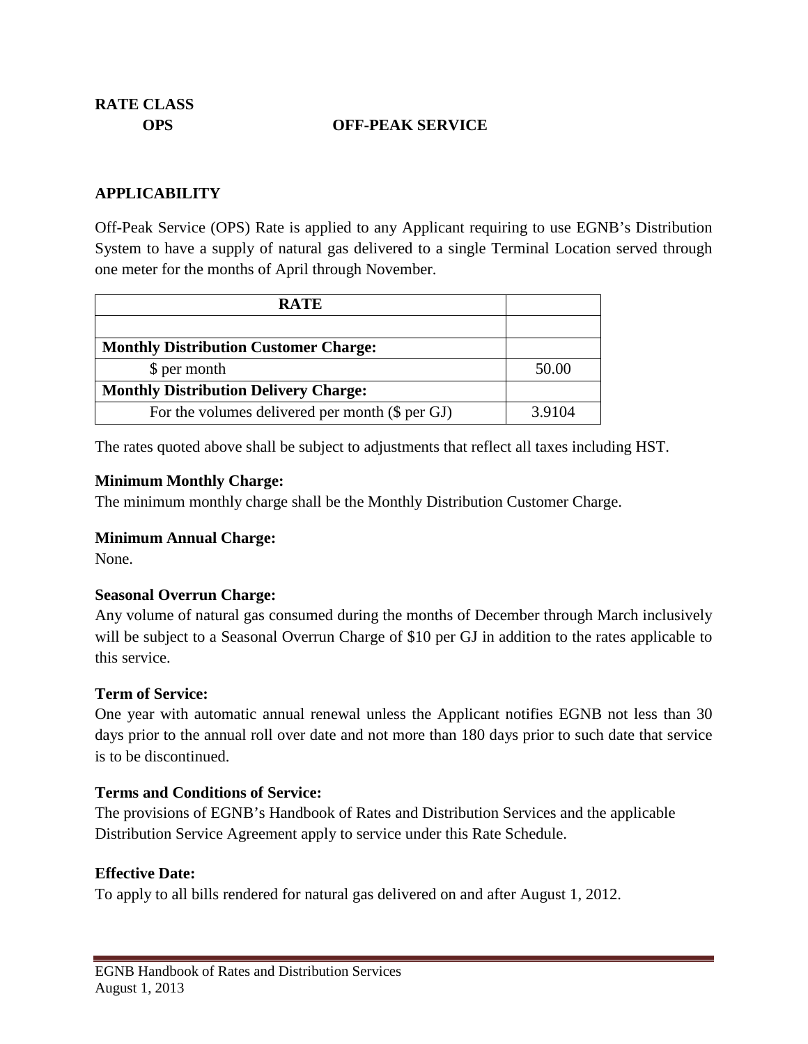**RATE CLASS**

**OPS** **OFF-PEAK SERVICE**

## APPLICABILITY

Off-Peak Service (OPS) Rate is applied to any Applicant requiring to use EGNB's Distribution System to have a supply of natural gas delivered to a single Terminal Location served through one meter for the months of April through November.

| RATE | |
|---|---|
| | |
| **Monthly Distribution Customer Charge:** | |
| $ per month | 50.00 |
| **Monthly Distribution Delivery Charge:** | |
| For the volumes delivered per month ($ per GJ) | 3.9104 |

The rates quoted above shall be subject to adjustments that reflect all taxes including HST.

**Minimum Monthly Charge:**
The minimum monthly charge shall be the Monthly Distribution Customer Charge.

**Minimum Annual Charge:**
None.

**Seasonal Overrun Charge:**
Any volume of natural gas consumed during the months of December through March inclusively will be subject to a Seasonal Overrun Charge of $10 per GJ in addition to the rates applicable to this service.

**Term of Service:**
One year with automatic annual renewal unless the Applicant notifies EGNB not less than 30 days prior to the annual roll over date and not more than 180 days prior to such date that service is to be discontinued.

**Terms and Conditions of Service:**
The provisions of EGNB's Handbook of Rates and Distribution Services and the applicable Distribution Service Agreement apply to service under this Rate Schedule.

**Effective Date:**
To apply to all bills rendered for natural gas delivered on and after August 1, 2012.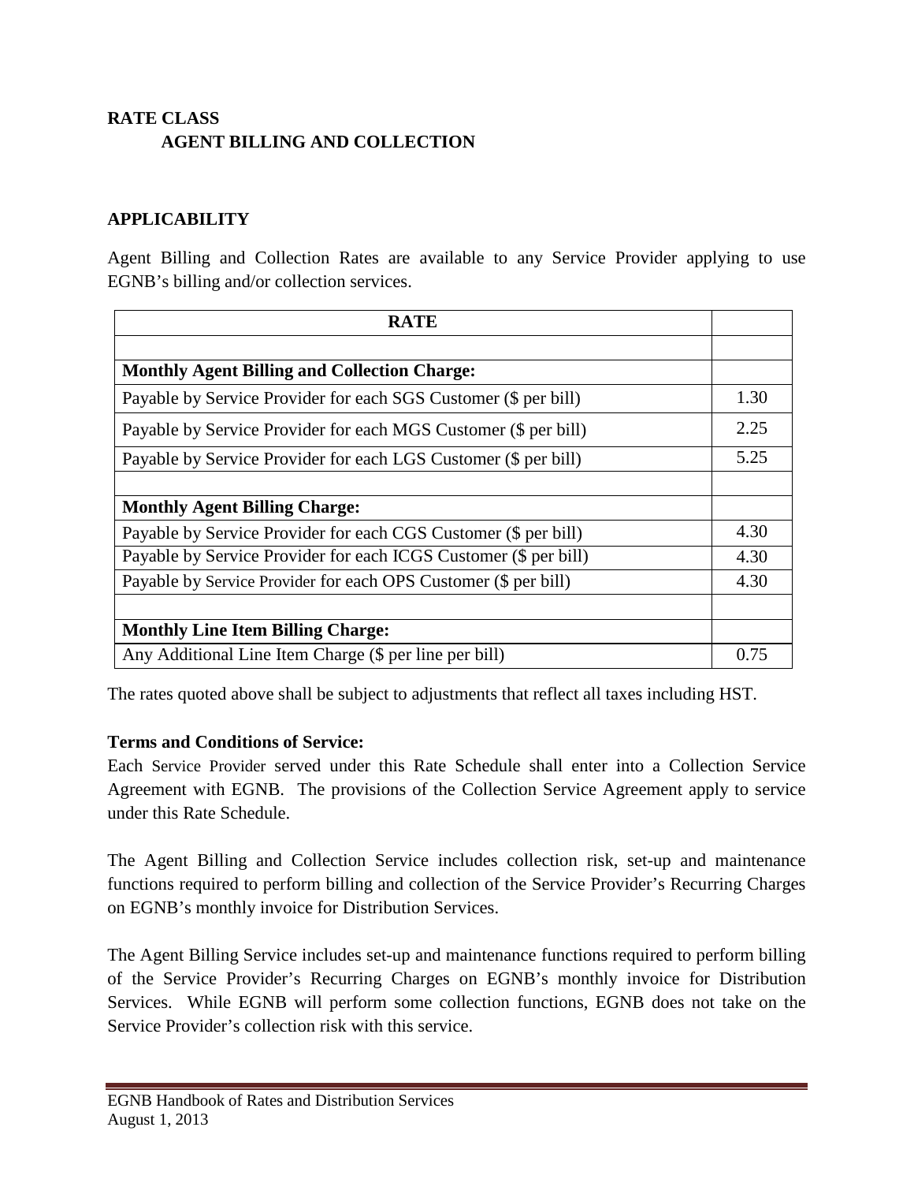**RATE CLASS**

**AGENT BILLING AND COLLECTION**

**APPLICABILITY**

Agent Billing and Collection Rates are available to any Service Provider applying to use EGNB's billing and/or collection services.

| RATE | |
|---|---|
| | |
| **Monthly Agent Billing and Collection Charge:** | |
| Payable by Service Provider for each SGS Customer ($ per bill) | 1.30 |
| Payable by Service Provider for each MGS Customer ($ per bill) | 2.25 |
| Payable by Service Provider for each LGS Customer ($ per bill) | 5.25 |
| | |
| **Monthly Agent Billing Charge:** | |
| Payable by Service Provider for each CGS Customer ($ per bill) | 4.30 |
| Payable by Service Provider for each ICGS Customer ($ per bill) | 4.30 |
| Payable by Service Provider for each OPS Customer ($ per bill) | 4.30 |
| | |
| **Monthly Line Item Billing Charge:** | |
| Any Additional Line Item Charge ($ per line per bill) | 0.75 |

The rates quoted above shall be subject to adjustments that reflect all taxes including HST.

**Terms and Conditions of Service:**

Each Service Provider served under this Rate Schedule shall enter into a Collection Service Agreement with EGNB. The provisions of the Collection Service Agreement apply to service under this Rate Schedule.

The Agent Billing and Collection Service includes collection risk, set-up and maintenance functions required to perform billing and collection of the Service Provider's Recurring Charges on EGNB's monthly invoice for Distribution Services.

The Agent Billing Service includes set-up and maintenance functions required to perform billing of the Service Provider's Recurring Charges on EGNB's monthly invoice for Distribution Services. While EGNB will perform some collection functions, EGNB does not take on the Service Provider's collection risk with this service.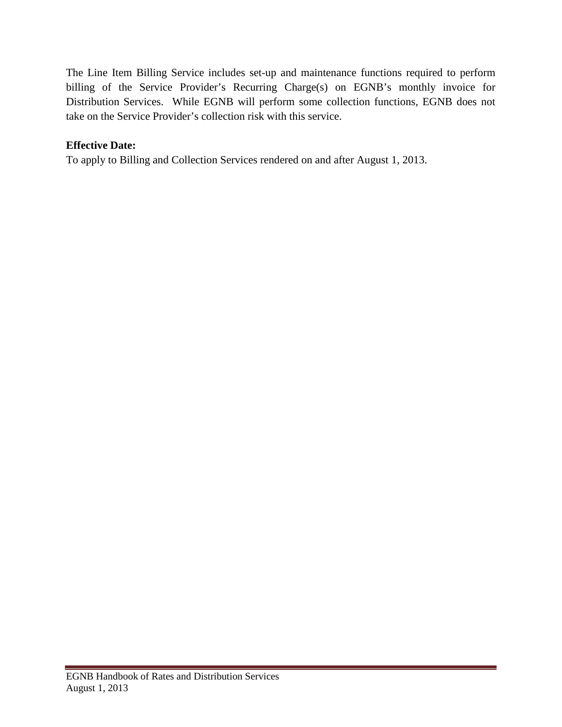The Line Item Billing Service includes set-up and maintenance functions required to perform billing of the Service Provider's Recurring Charge(s) on EGNB's monthly invoice for Distribution Services. While EGNB will perform some collection functions, EGNB does not take on the Service Provider's collection risk with this service.

**Effective Date:**

To apply to Billing and Collection Services rendered on and after August 1, 2013.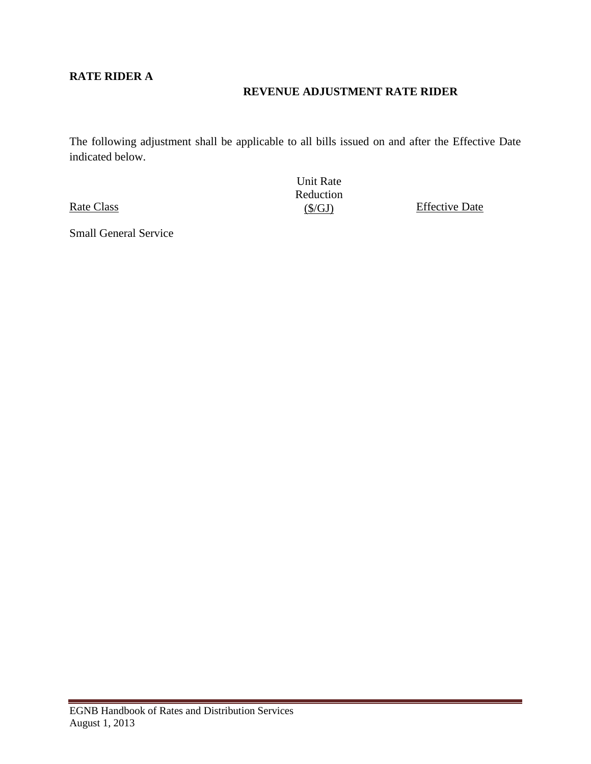**RATE RIDER A**

**REVENUE ADJUSTMENT RATE RIDER**

The following adjustment shall be applicable to all bills issued on and after the Effective Date indicated below.

| Rate Class | Unit Rate Reduction ($/GJ) | Effective Date |
|---|---|---|
| Small General Service | | |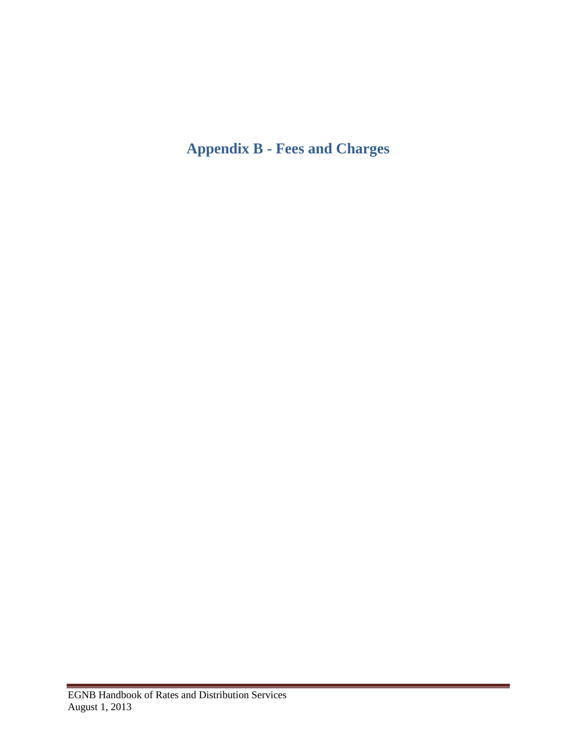# Appendix B - Fees and Charges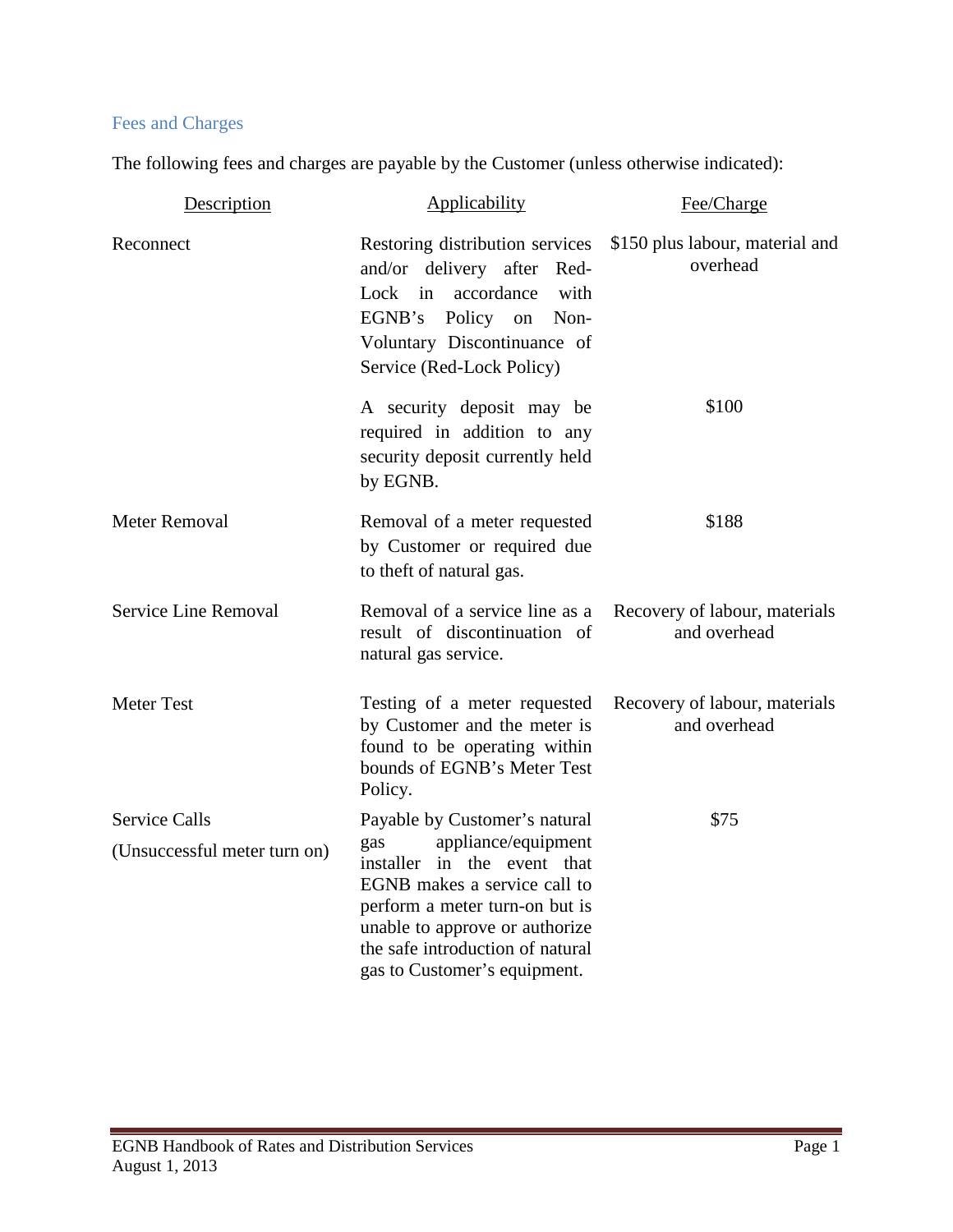## Fees and Charges

The following fees and charges are payable by the Customer (unless otherwise indicated):

| Description | Applicability | Fee/Charge |
|---|---|---|
| Reconnect | Restoring distribution services and/or delivery after Red-Lock in accordance with EGNB's Policy on Non-Voluntary Discontinuance of Service (Red-Lock Policy) | $150 plus labour, material and overhead |
| | A security deposit may be required in addition to any security deposit currently held by EGNB. | $100 |
| Meter Removal | Removal of a meter requested by Customer or required due to theft of natural gas. | $188 |
| Service Line Removal | Removal of a service line as a result of discontinuation of natural gas service. | Recovery of labour, materials and overhead |
| Meter Test | Testing of a meter requested by Customer and the meter is found to be operating within bounds of EGNB's Meter Test Policy. | Recovery of labour, materials and overhead |
| Service Calls (Unsuccessful meter turn on) | Payable by Customer's natural gas appliance/equipment installer in the event that EGNB makes a service call to perform a meter turn-on but is unable to approve or authorize the safe introduction of natural gas to Customer's equipment. | $75 |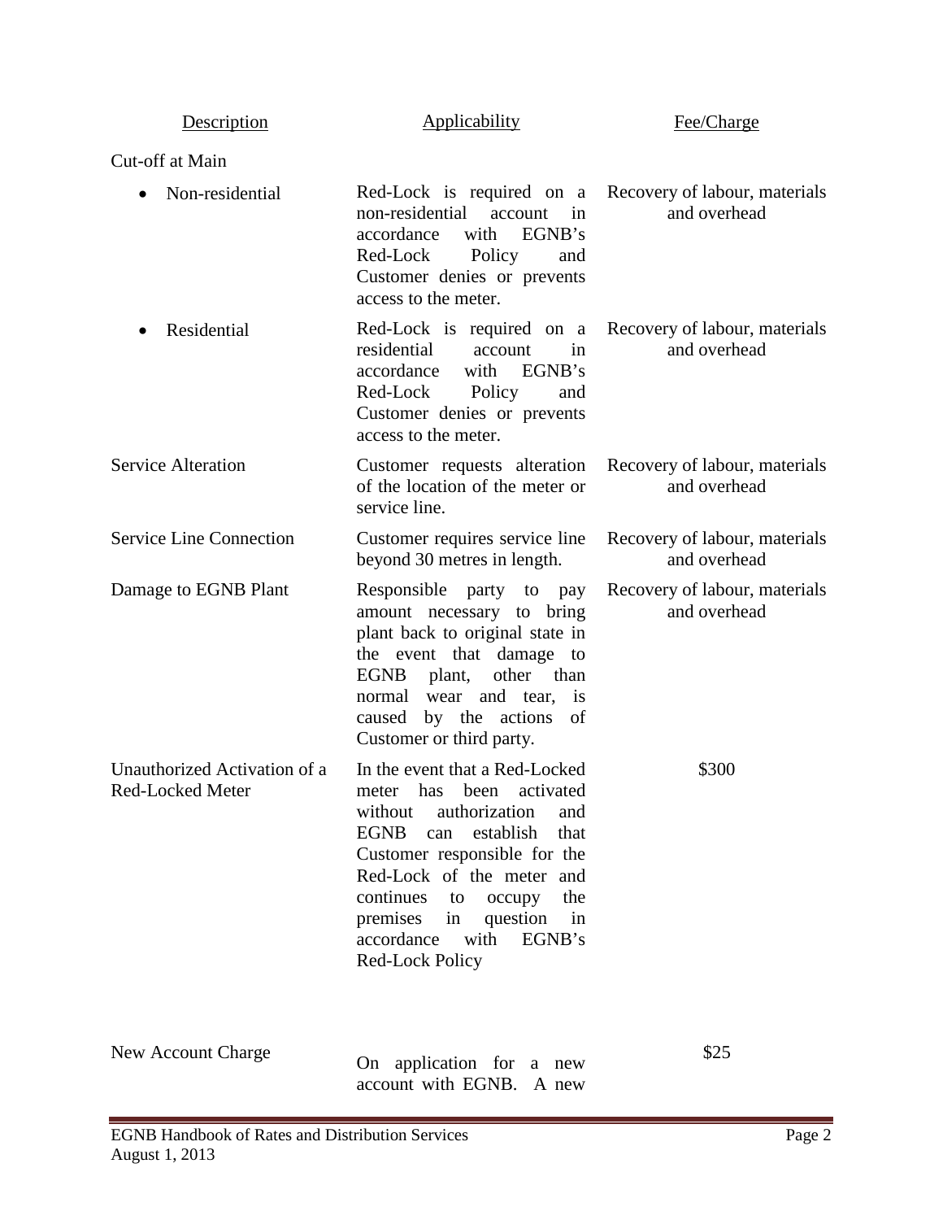| Description | Applicability | Fee/Charge |
|---|---|---|
| Cut-off at Main | | |
| • Non-residential | Red-Lock is required on a non-residential account in accordance with EGNB's Red-Lock Policy and Customer denies or prevents access to the meter. | Recovery of labour, materials and overhead |
| • Residential | Red-Lock is required on a residential account in accordance with EGNB's Red-Lock Policy and Customer denies or prevents access to the meter. | Recovery of labour, materials and overhead |
| Service Alteration | Customer requests alteration of the location of the meter or service line. | Recovery of labour, materials and overhead |
| Service Line Connection | Customer requires service line beyond 30 metres in length. | Recovery of labour, materials and overhead |
| Damage to EGNB Plant | Responsible party to pay amount necessary to bring plant back to original state in the event that damage to EGNB plant, other than normal wear and tear, is caused by the actions of Customer or third party. | Recovery of labour, materials and overhead |
| Unauthorized Activation of a Red-Locked Meter | In the event that a Red-Locked meter has been activated without authorization and EGNB can establish that Customer responsible for the Red-Lock of the meter and continues to occupy the premises in question in accordance with EGNB's Red-Lock Policy | $300 |
| New Account Charge | On application for a new account with EGNB. A new | $25 |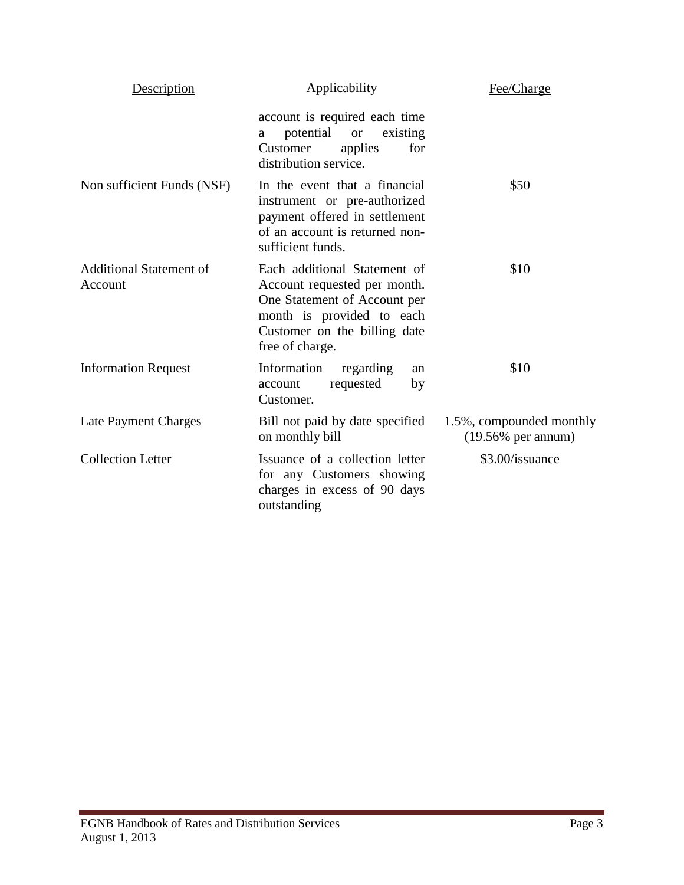| Description | Applicability | Fee/Charge |
|---|---|---|
| | account is required each time a potential or existing Customer applies for distribution service. | |
| Non sufficient Funds (NSF) | In the event that a financial instrument or pre-authorized payment offered in settlement of an account is returned non-sufficient funds. | \$50 |
| Additional Statement of Account | Each additional Statement of Account requested per month. One Statement of Account per month is provided to each Customer on the billing date free of charge. | \$10 |
| Information Request | Information regarding an account requested by Customer. | \$10 |
| Late Payment Charges | Bill not paid by date specified on monthly bill | 1.5%, compounded monthly (19.56% per annum) |
| Collection Letter | Issuance of a collection letter for any Customers showing charges in excess of 90 days outstanding | \$3.00/issuance |